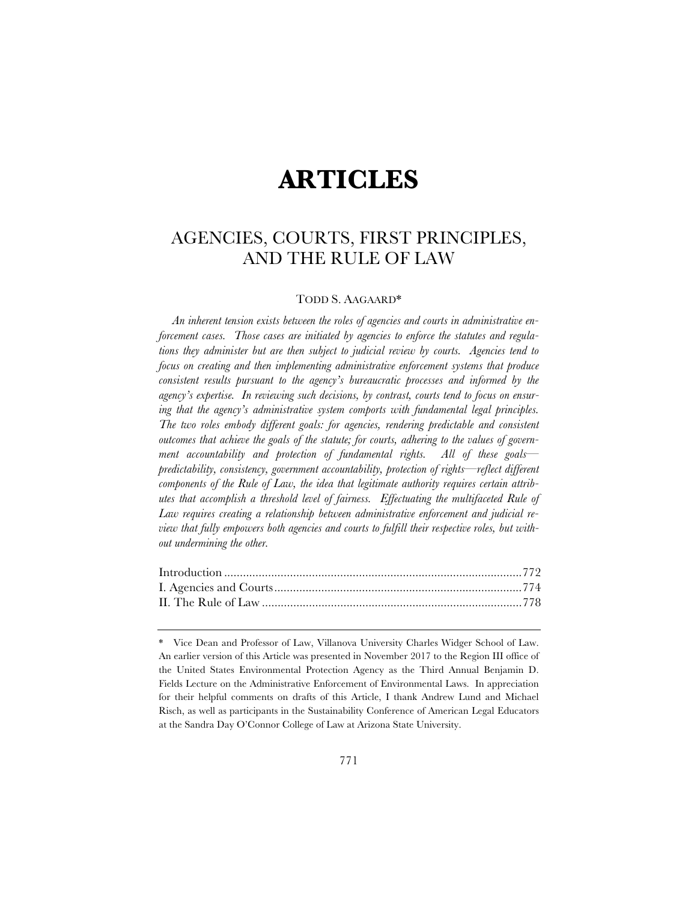# ARTICLES

## AGENCIES, COURTS, FIRST PRINCIPLES, AND THE RULE OF LAW

TODD S. AAGAARD*

*An inherent tension exists between the roles of agencies and courts in administrative enforcement cases. Those cases are initiated by agencies to enforce the statutes and regulations they administer but are then subject to judicial review by courts. Agencies tend to focus on creating and then implementing administrative enforcement systems that produce consistent results pursuant to the agency's bureaucratic processes and informed by the agency's expertise. In reviewing such decisions, by contrast, courts tend to focus on ensuring that the agency's administrative system comports with fundamental legal principles. The two roles embody different goals: for agencies, rendering predictable and consistent outcomes that achieve the goals of the statute; for courts, adhering to the values of government accountability and protection of fundamental rights. All of these goals—predictability, consistency, government accountability, protection of rights—reflect different components of the Rule of Law, the idea that legitimate authority requires certain attributes that accomplish a threshold level of fairness. Effectuating the multifaceted Rule of Law requires creating a relationship between administrative enforcement and judicial review that fully empowers both agencies and courts to fulfill their respective roles, but without undermining the other.*

Introduction .......... 772
I. Agencies and Courts .......... 774
II. The Rule of Law .......... 778

---

\* Vice Dean and Professor of Law, Villanova University Charles Widger School of Law. An earlier version of this Article was presented in November 2017 to the Region III office of the United States Environmental Protection Agency as the Third Annual Benjamin D. Fields Lecture on the Administrative Enforcement of Environmental Laws. In appreciation for their helpful comments on drafts of this Article, I thank Andrew Lund and Michael Risch, as well as participants in the Sustainability Conference of American Legal Educators at the Sandra Day O'Connor College of Law at Arizona State University.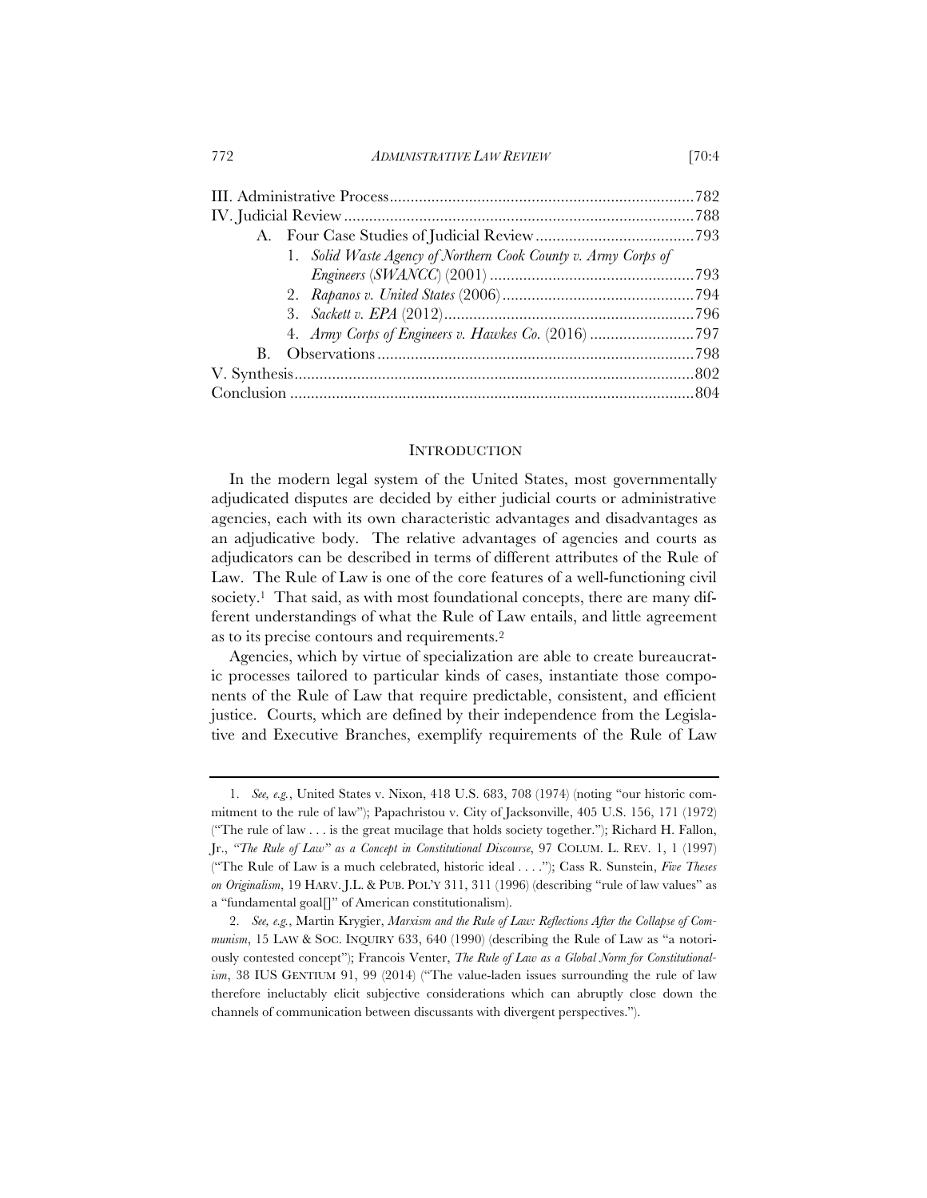III. Administrative Process ........................................................................ 782
IV. Judicial Review ................................................................................... 788
  A. Four Case Studies of Judicial Review ...................................... 793
    1. *Solid Waste Agency of Northern Cook County v. Army Corps of Engineers* (*SWANCC*) (2001) ................................................ 793
    2. *Rapanos v. United States* (2006) ............................................. 794
    3. *Sackett v. EPA* (2012) ........................................................... 796
    4. *Army Corps of Engineers v. Hawkes Co.* (2016) ......................... 797
  B. Observations ........................................................................... 798
V. Synthesis ............................................................................................. 802
Conclusion ............................................................................................... 804

## INTRODUCTION

In the modern legal system of the United States, most governmentally adjudicated disputes are decided by either judicial courts or administrative agencies, each with its own characteristic advantages and disadvantages as an adjudicative body. The relative advantages of agencies and courts as adjudicators can be described in terms of different attributes of the Rule of Law. The Rule of Law is one of the core features of a well-functioning civil society.[1] That said, as with most foundational concepts, there are many different understandings of what the Rule of Law entails, and little agreement as to its precise contours and requirements.[2]

Agencies, which by virtue of specialization are able to create bureaucratic processes tailored to particular kinds of cases, instantiate those components of the Rule of Law that require predictable, consistent, and efficient justice. Courts, which are defined by their independence from the Legislative and Executive Branches, exemplify requirements of the Rule of Law

---

1. *See, e.g.*, United States v. Nixon, 418 U.S. 683, 708 (1974) (noting "our historic commitment to the rule of law"); Papachristou v. City of Jacksonville, 405 U.S. 156, 171 (1972) ("The rule of law . . . is the great mucilage that holds society together."); Richard H. Fallon, Jr., *"The Rule of Law" as a Concept in Constitutional Discourse*, 97 COLUM. L. REV. 1, 1 (1997) ("The Rule of Law is a much celebrated, historic ideal . . . ."); Cass R. Sunstein, *Five Theses on Originalism*, 19 HARV. J.L. & PUB. POL'Y 311, 311 (1996) (describing "rule of law values" as a "fundamental goal[]" of American constitutionalism).

2. *See, e.g.*, Martin Krygier, *Marxism and the Rule of Law: Reflections After the Collapse of Communism*, 15 LAW & SOC. INQUIRY 633, 640 (1990) (describing the Rule of Law as "a notoriously contested concept"); Francois Venter, *The Rule of Law as a Global Norm for Constitutionalism*, 38 IUS GENTIUM 91, 99 (2014) ("The value-laden issues surrounding the rule of law therefore ineluctably elicit subjective considerations which can abruptly close down the channels of communication between discussants with divergent perspectives.").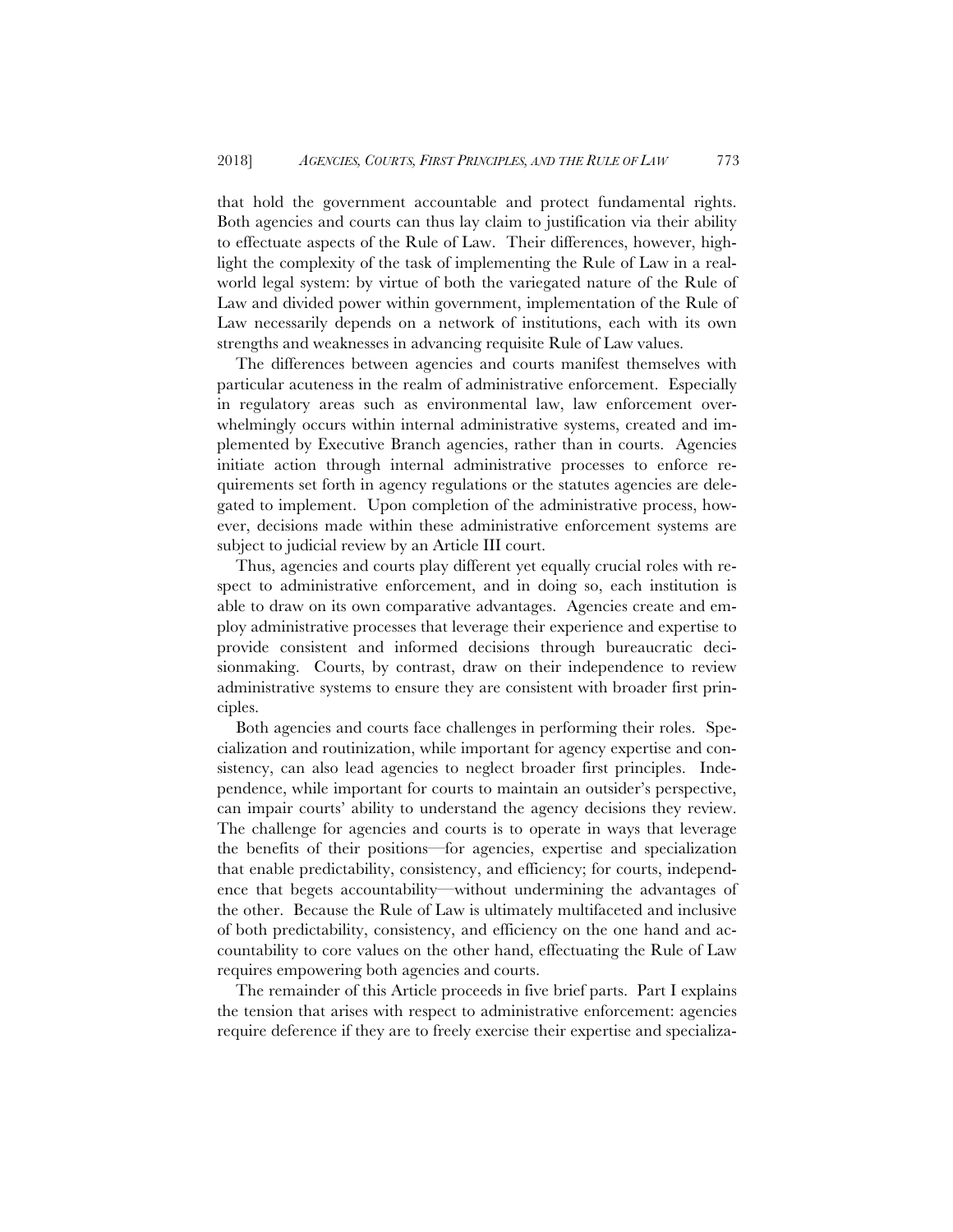that hold the government accountable and protect fundamental rights. Both agencies and courts can thus lay claim to justification via their ability to effectuate aspects of the Rule of Law. Their differences, however, highlight the complexity of the task of implementing the Rule of Law in a real-world legal system: by virtue of both the variegated nature of the Rule of Law and divided power within government, implementation of the Rule of Law necessarily depends on a network of institutions, each with its own strengths and weaknesses in advancing requisite Rule of Law values.

The differences between agencies and courts manifest themselves with particular acuteness in the realm of administrative enforcement. Especially in regulatory areas such as environmental law, law enforcement overwhelmingly occurs within internal administrative systems, created and implemented by Executive Branch agencies, rather than in courts. Agencies initiate action through internal administrative processes to enforce requirements set forth in agency regulations or the statutes agencies are delegated to implement. Upon completion of the administrative process, however, decisions made within these administrative enforcement systems are subject to judicial review by an Article III court.

Thus, agencies and courts play different yet equally crucial roles with respect to administrative enforcement, and in doing so, each institution is able to draw on its own comparative advantages. Agencies create and employ administrative processes that leverage their experience and expertise to provide consistent and informed decisions through bureaucratic decisionmaking. Courts, by contrast, draw on their independence to review administrative systems to ensure they are consistent with broader first principles.

Both agencies and courts face challenges in performing their roles. Specialization and routinization, while important for agency expertise and consistency, can also lead agencies to neglect broader first principles. Independence, while important for courts to maintain an outsider's perspective, can impair courts' ability to understand the agency decisions they review. The challenge for agencies and courts is to operate in ways that leverage the benefits of their positions—for agencies, expertise and specialization that enable predictability, consistency, and efficiency; for courts, independence that begets accountability—without undermining the advantages of the other. Because the Rule of Law is ultimately multifaceted and inclusive of both predictability, consistency, and efficiency on the one hand and accountability to core values on the other hand, effectuating the Rule of Law requires empowering both agencies and courts.

The remainder of this Article proceeds in five brief parts. Part I explains the tension that arises with respect to administrative enforcement: agencies require deference if they are to freely exercise their expertise and specializa-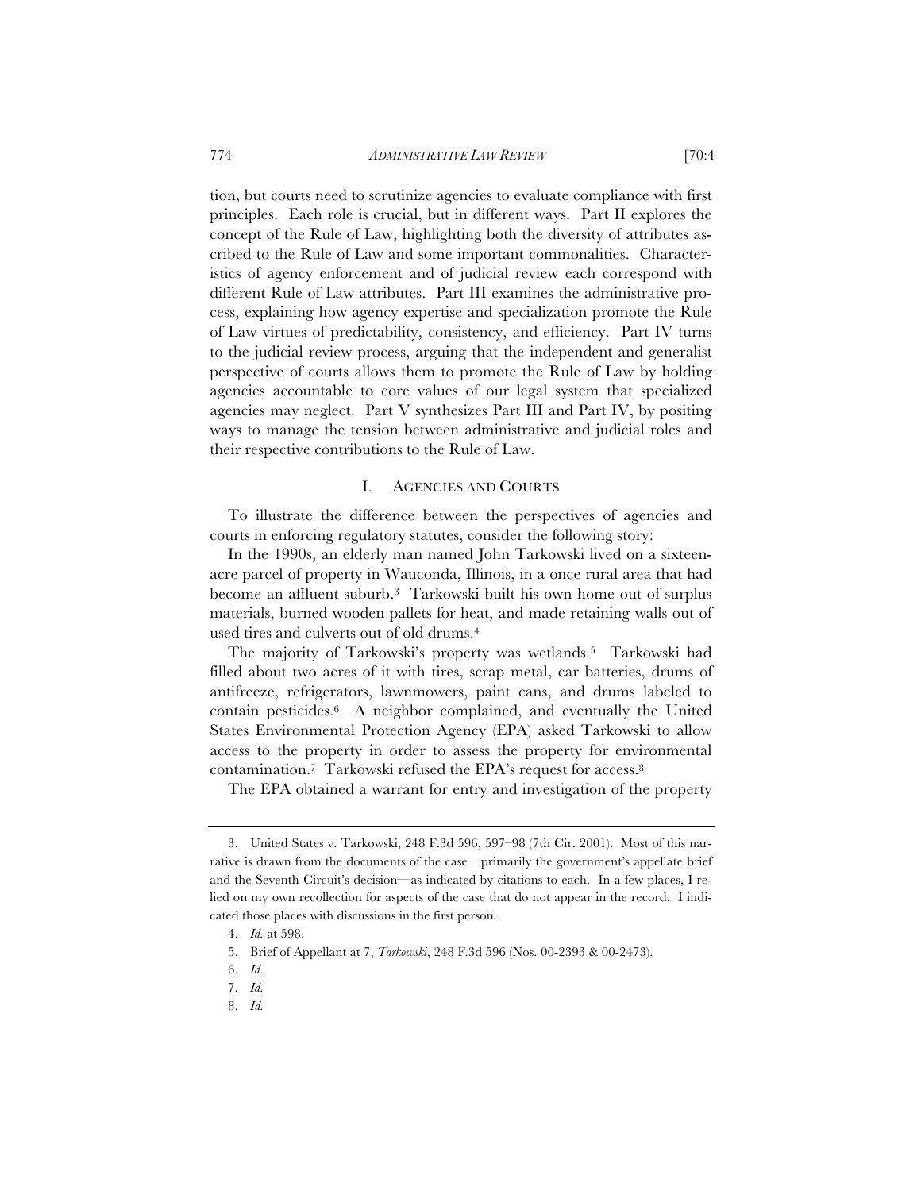tion, but courts need to scrutinize agencies to evaluate compliance with first principles. Each role is crucial, but in different ways. Part II explores the concept of the Rule of Law, highlighting both the diversity of attributes ascribed to the Rule of Law and some important commonalities. Characteristics of agency enforcement and of judicial review each correspond with different Rule of Law attributes. Part III examines the administrative process, explaining how agency expertise and specialization promote the Rule of Law virtues of predictability, consistency, and efficiency. Part IV turns to the judicial review process, arguing that the independent and generalist perspective of courts allows them to promote the Rule of Law by holding agencies accountable to core values of our legal system that specialized agencies may neglect. Part V synthesizes Part III and Part IV, by positing ways to manage the tension between administrative and judicial roles and their respective contributions to the Rule of Law.

## I. AGENCIES AND COURTS

To illustrate the difference between the perspectives of agencies and courts in enforcing regulatory statutes, consider the following story:

In the 1990s, an elderly man named John Tarkowski lived on a sixteen-acre parcel of property in Wauconda, Illinois, in a once rural area that had become an affluent suburb.[3] Tarkowski built his own home out of surplus materials, burned wooden pallets for heat, and made retaining walls out of used tires and culverts out of old drums.[4]

The majority of Tarkowski's property was wetlands.[5] Tarkowski had filled about two acres of it with tires, scrap metal, car batteries, drums of antifreeze, refrigerators, lawnmowers, paint cans, and drums labeled to contain pesticides.[6] A neighbor complained, and eventually the United States Environmental Protection Agency (EPA) asked Tarkowski to allow access to the property in order to assess the property for environmental contamination.[7] Tarkowski refused the EPA's request for access.[8]

The EPA obtained a warrant for entry and investigation of the property

---

3. United States v. Tarkowski, 248 F.3d 596, 597–98 (7th Cir. 2001). Most of this narrative is drawn from the documents of the case—primarily the government's appellate brief and the Seventh Circuit's decision—as indicated by citations to each. In a few places, I relied on my own recollection for aspects of the case that do not appear in the record. I indicated those places with discussions in the first person.

4. *Id.* at 598.

5. Brief of Appellant at 7, *Tarkowski*, 248 F.3d 596 (Nos. 00-2393 & 00-2473).

6. *Id.*

7. *Id.*

8. *Id.*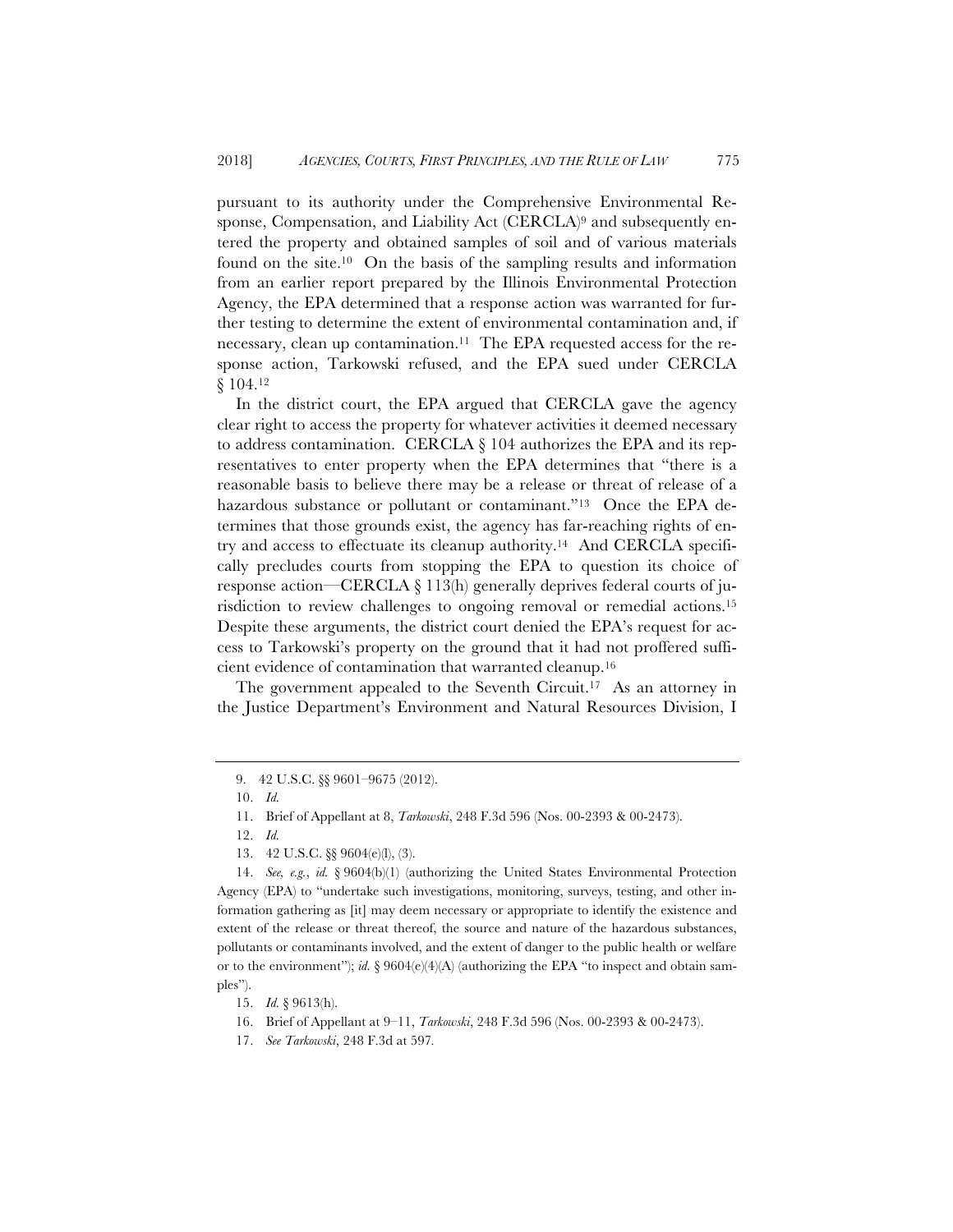pursuant to its authority under the Comprehensive Environmental Response, Compensation, and Liability Act (CERCLA)[9] and subsequently entered the property and obtained samples of soil and of various materials found on the site.[10] On the basis of the sampling results and information from an earlier report prepared by the Illinois Environmental Protection Agency, the EPA determined that a response action was warranted for further testing to determine the extent of environmental contamination and, if necessary, clean up contamination.[11] The EPA requested access for the response action, Tarkowski refused, and the EPA sued under CERCLA § 104.[12]

In the district court, the EPA argued that CERCLA gave the agency clear right to access the property for whatever activities it deemed necessary to address contamination. CERCLA § 104 authorizes the EPA and its representatives to enter property when the EPA determines that "there is a reasonable basis to believe there may be a release or threat of release of a hazardous substance or pollutant or contaminant."[13] Once the EPA determines that those grounds exist, the agency has far-reaching rights of entry and access to effectuate its cleanup authority.[14] And CERCLA specifically precludes courts from stopping the EPA to question its choice of response action—CERCLA § 113(h) generally deprives federal courts of jurisdiction to review challenges to ongoing removal or remedial actions.[15] Despite these arguments, the district court denied the EPA's request for access to Tarkowski's property on the ground that it had not proffered sufficient evidence of contamination that warranted cleanup.[16]

The government appealed to the Seventh Circuit.[17] As an attorney in the Justice Department's Environment and Natural Resources Division, I

---

9. 42 U.S.C. §§ 9601–9675 (2012).

10. *Id.*

11. Brief of Appellant at 8, *Tarkowski*, 248 F.3d 596 (Nos. 00-2393 & 00-2473).

12. *Id.*

13. 42 U.S.C. §§ 9604(e)(l), (3).

14. *See, e.g.*, *id.* § 9604(b)(1) (authorizing the United States Environmental Protection Agency (EPA) to "undertake such investigations, monitoring, surveys, testing, and other information gathering as [it] may deem necessary or appropriate to identify the existence and extent of the release or threat thereof, the source and nature of the hazardous substances, pollutants or contaminants involved, and the extent of danger to the public health or welfare or to the environment"); *id.* § 9604(e)(4)(A) (authorizing the EPA "to inspect and obtain samples").

15. *Id.* § 9613(h).

16. Brief of Appellant at 9–11, *Tarkowski*, 248 F.3d 596 (Nos. 00-2393 & 00-2473).

17. *See Tarkowski*, 248 F.3d at 597.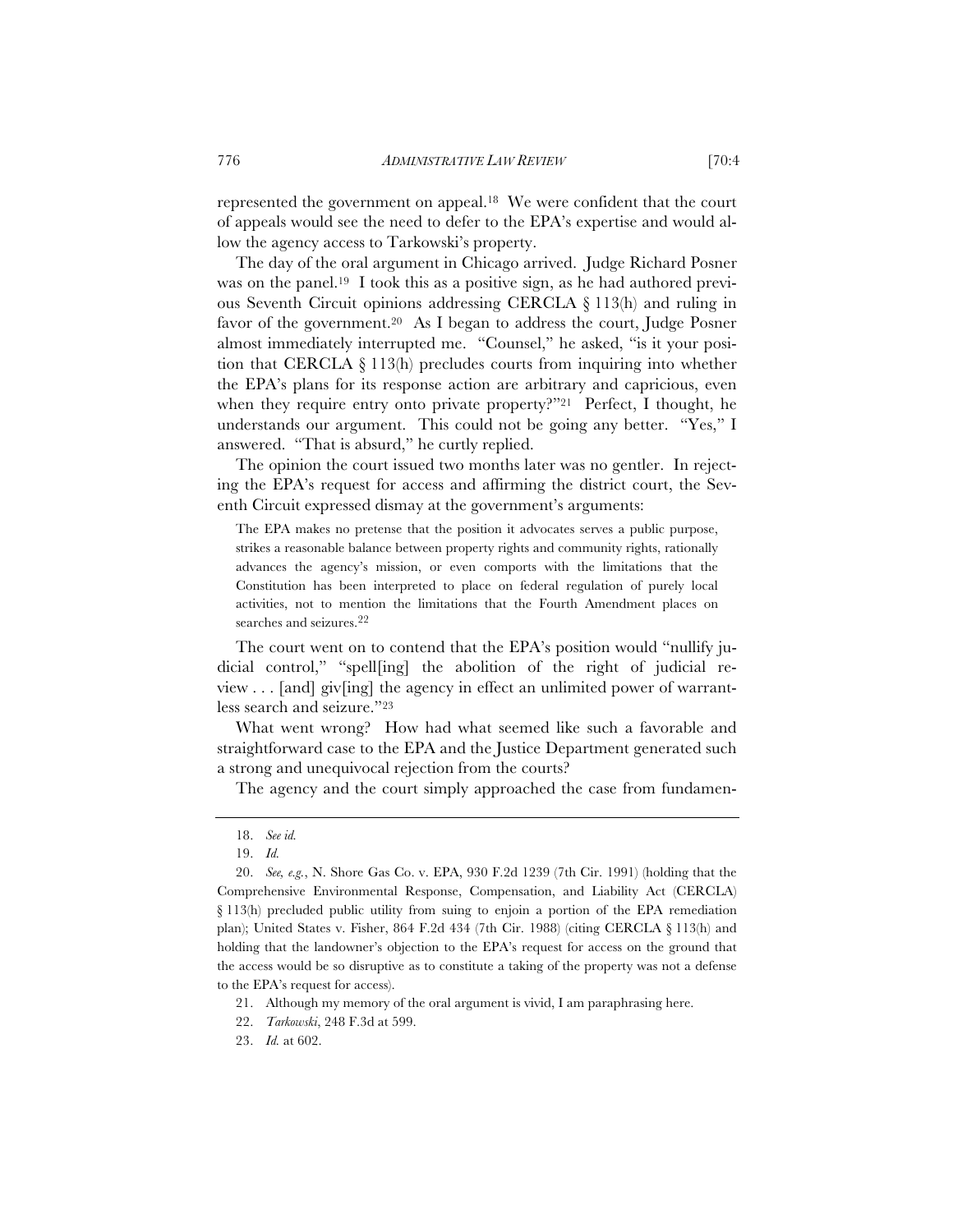represented the government on appeal.[18] We were confident that the court of appeals would see the need to defer to the EPA's expertise and would allow the agency access to Tarkowski's property.

The day of the oral argument in Chicago arrived. Judge Richard Posner was on the panel.[19] I took this as a positive sign, as he had authored previous Seventh Circuit opinions addressing CERCLA § 113(h) and ruling in favor of the government.[20] As I began to address the court, Judge Posner almost immediately interrupted me. "Counsel," he asked, "is it your position that CERCLA § 113(h) precludes courts from inquiring into whether the EPA's plans for its response action are arbitrary and capricious, even when they require entry onto private property?"[21] Perfect, I thought, he understands our argument. This could not be going any better. "Yes," I answered. "That is absurd," he curtly replied.

The opinion the court issued two months later was no gentler. In rejecting the EPA's request for access and affirming the district court, the Seventh Circuit expressed dismay at the government's arguments:

> The EPA makes no pretense that the position it advocates serves a public purpose, strikes a reasonable balance between property rights and community rights, rationally advances the agency's mission, or even comports with the limitations that the Constitution has been interpreted to place on federal regulation of purely local activities, not to mention the limitations that the Fourth Amendment places on searches and seizures.[22]

The court went on to contend that the EPA's position would "nullify judicial control," "spell[ing] the abolition of the right of judicial review . . . [and] giv[ing] the agency in effect an unlimited power of warrantless search and seizure."[23]

What went wrong? How had what seemed like such a favorable and straightforward case to the EPA and the Justice Department generated such a strong and unequivocal rejection from the courts?

The agency and the court simply approached the case from fundamen-

---

18. *See id.*

19. *Id.*

20. *See, e.g.*, N. Shore Gas Co. v. EPA, 930 F.2d 1239 (7th Cir. 1991) (holding that the Comprehensive Environmental Response, Compensation, and Liability Act (CERCLA) § 113(h) precluded public utility from suing to enjoin a portion of the EPA remediation plan); United States v. Fisher, 864 F.2d 434 (7th Cir. 1988) (citing CERCLA § 113(h) and holding that the landowner's objection to the EPA's request for access on the ground that the access would be so disruptive as to constitute a taking of the property was not a defense to the EPA's request for access).

21. Although my memory of the oral argument is vivid, I am paraphrasing here.

22. *Tarkowski*, 248 F.3d at 599.

23. *Id.* at 602.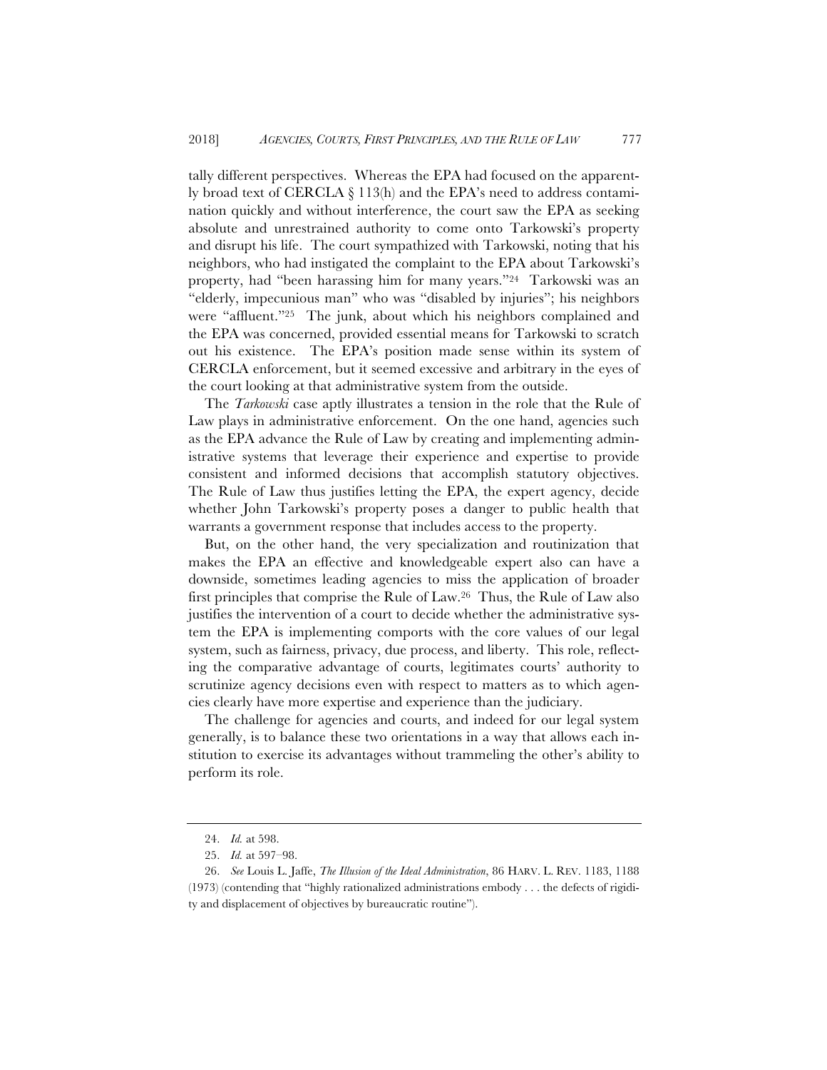tally different perspectives. Whereas the EPA had focused on the apparently broad text of CERCLA § 113(h) and the EPA's need to address contamination quickly and without interference, the court saw the EPA as seeking absolute and unrestrained authority to come onto Tarkowski's property and disrupt his life. The court sympathized with Tarkowski, noting that his neighbors, who had instigated the complaint to the EPA about Tarkowski's property, had "been harassing him for many years."[24] Tarkowski was an "elderly, impecunious man" who was "disabled by injuries"; his neighbors were "affluent."[25] The junk, about which his neighbors complained and the EPA was concerned, provided essential means for Tarkowski to scratch out his existence. The EPA's position made sense within its system of CERCLA enforcement, but it seemed excessive and arbitrary in the eyes of the court looking at that administrative system from the outside.

The *Tarkowski* case aptly illustrates a tension in the role that the Rule of Law plays in administrative enforcement. On the one hand, agencies such as the EPA advance the Rule of Law by creating and implementing administrative systems that leverage their experience and expertise to provide consistent and informed decisions that accomplish statutory objectives. The Rule of Law thus justifies letting the EPA, the expert agency, decide whether John Tarkowski's property poses a danger to public health that warrants a government response that includes access to the property.

But, on the other hand, the very specialization and routinization that makes the EPA an effective and knowledgeable expert also can have a downside, sometimes leading agencies to miss the application of broader first principles that comprise the Rule of Law.[26] Thus, the Rule of Law also justifies the intervention of a court to decide whether the administrative system the EPA is implementing comports with the core values of our legal system, such as fairness, privacy, due process, and liberty. This role, reflecting the comparative advantage of courts, legitimates courts' authority to scrutinize agency decisions even with respect to matters as to which agencies clearly have more expertise and experience than the judiciary.

The challenge for agencies and courts, and indeed for our legal system generally, is to balance these two orientations in a way that allows each institution to exercise its advantages without trammeling the other's ability to perform its role.

---

24. *Id.* at 598.

25. *Id.* at 597–98.

26. *See* Louis L. Jaffe, *The Illusion of the Ideal Administration*, 86 HARV. L. REV. 1183, 1188 (1973) (contending that "highly rationalized administrations embody . . . the defects of rigidity and displacement of objectives by bureaucratic routine").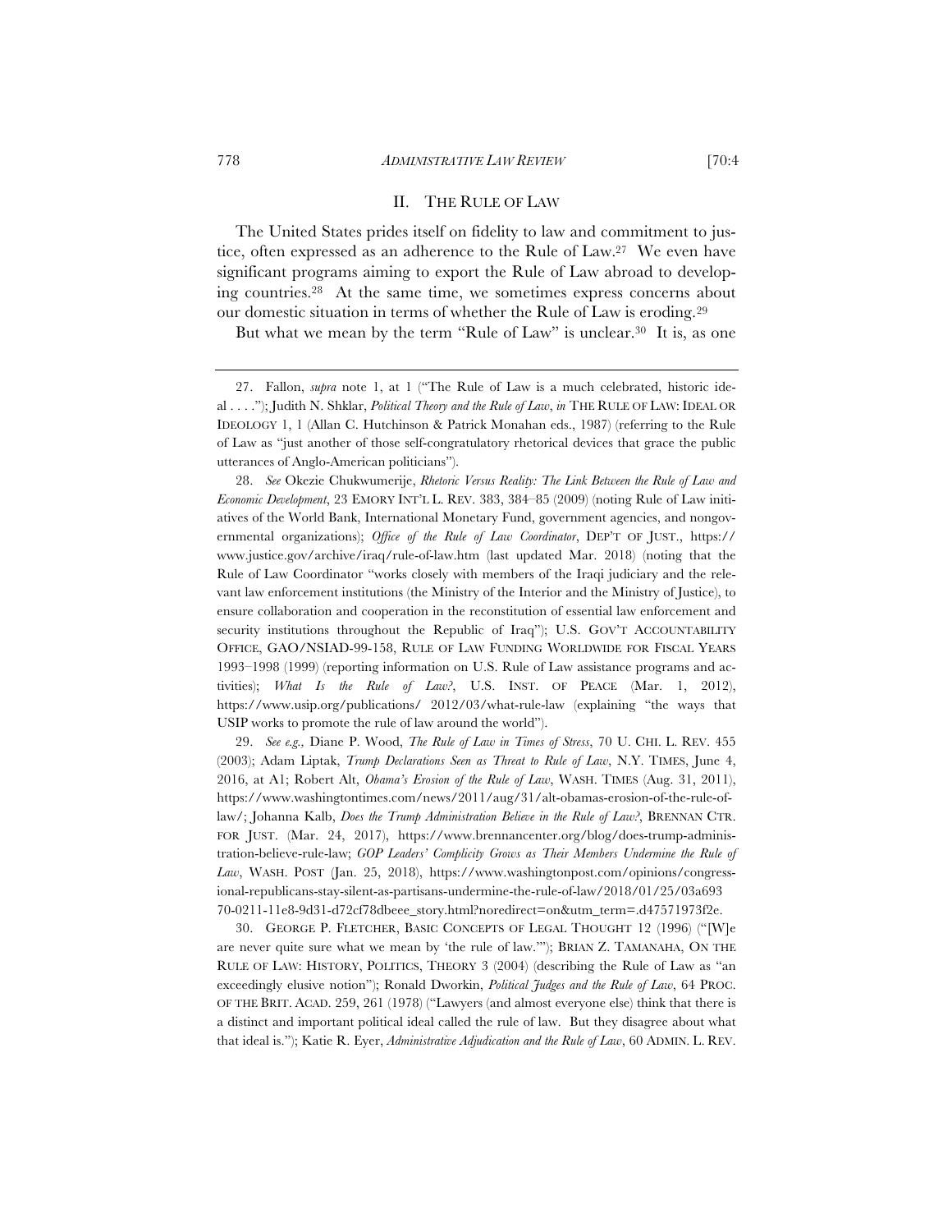## II. THE RULE OF LAW

The United States prides itself on fidelity to law and commitment to justice, often expressed as an adherence to the Rule of Law.[27] We even have significant programs aiming to export the Rule of Law abroad to developing countries.[28] At the same time, we sometimes express concerns about our domestic situation in terms of whether the Rule of Law is eroding.[29]

But what we mean by the term "Rule of Law" is unclear.[30] It is, as one

---

27. Fallon, *supra* note 1, at 1 ("The Rule of Law is a much celebrated, historic ideal . . . ."); Judith N. Shklar, *Political Theory and the Rule of Law*, *in* THE RULE OF LAW: IDEAL OR IDEOLOGY 1, 1 (Allan C. Hutchinson & Patrick Monahan eds., 1987) (referring to the Rule of Law as "just another of those self-congratulatory rhetorical devices that grace the public utterances of Anglo-American politicians").

28. *See* Okezie Chukwumerije, *Rhetoric Versus Reality: The Link Between the Rule of Law and Economic Development*, 23 EMORY INT'L L. REV. 383, 384–85 (2009) (noting Rule of Law initiatives of the World Bank, International Monetary Fund, government agencies, and nongovernmental organizations); *Office of the Rule of Law Coordinator*, DEP'T OF JUST., https://www.justice.gov/archive/iraq/rule-of-law.htm (last updated Mar. 2018) (noting that the Rule of Law Coordinator "works closely with members of the Iraqi judiciary and the relevant law enforcement institutions (the Ministry of the Interior and the Ministry of Justice), to ensure collaboration and cooperation in the reconstitution of essential law enforcement and security institutions throughout the Republic of Iraq"); U.S. GOV'T ACCOUNTABILITY OFFICE, GAO/NSIAD-99-158, RULE OF LAW FUNDING WORLDWIDE FOR FISCAL YEARS 1993–1998 (1999) (reporting information on U.S. Rule of Law assistance programs and activities); *What Is the Rule of Law?*, U.S. INST. OF PEACE (Mar. 1, 2012), https://www.usip.org/publications/ 2012/03/what-rule-law (explaining "the ways that USIP works to promote the rule of law around the world").

29. *See e.g.,* Diane P. Wood, *The Rule of Law in Times of Stress*, 70 U. CHI. L. REV. 455 (2003); Adam Liptak, *Trump Declarations Seen as Threat to Rule of Law*, N.Y. TIMES, June 4, 2016, at A1; Robert Alt, *Obama's Erosion of the Rule of Law*, WASH. TIMES (Aug. 31, 2011), https://www.washingtontimes.com/news/2011/aug/31/alt-obamas-erosion-of-the-rule-of-law/; Johanna Kalb, *Does the Trump Administration Believe in the Rule of Law?*, BRENNAN CTR. FOR JUST. (Mar. 24, 2017), https://www.brennancenter.org/blog/does-trump-administration-believe-rule-law; *GOP Leaders' Complicity Grows as Their Members Undermine the Rule of Law*, WASH. POST (Jan. 25, 2018), https://www.washingtonpost.com/opinions/congressional-republicans-stay-silent-as-partisans-undermine-the-rule-of-law/2018/01/25/03a693 70-0211-11e8-9d31-d72cf78dbeee_story.html?noredirect=on&utm_term=.d47571973f2e.

30. GEORGE P. FLETCHER, BASIC CONCEPTS OF LEGAL THOUGHT 12 (1996) ("[W]e are never quite sure what we mean by 'the rule of law.'"); BRIAN Z. TAMANAHA, ON THE RULE OF LAW: HISTORY, POLITICS, THEORY 3 (2004) (describing the Rule of Law as "an exceedingly elusive notion"); Ronald Dworkin, *Political Judges and the Rule of Law*, 64 PROC. OF THE BRIT. ACAD. 259, 261 (1978) ("Lawyers (and almost everyone else) think that there is a distinct and important political ideal called the rule of law. But they disagree about what that ideal is."); Katie R. Eyer, *Administrative Adjudication and the Rule of Law*, 60 ADMIN. L. REV.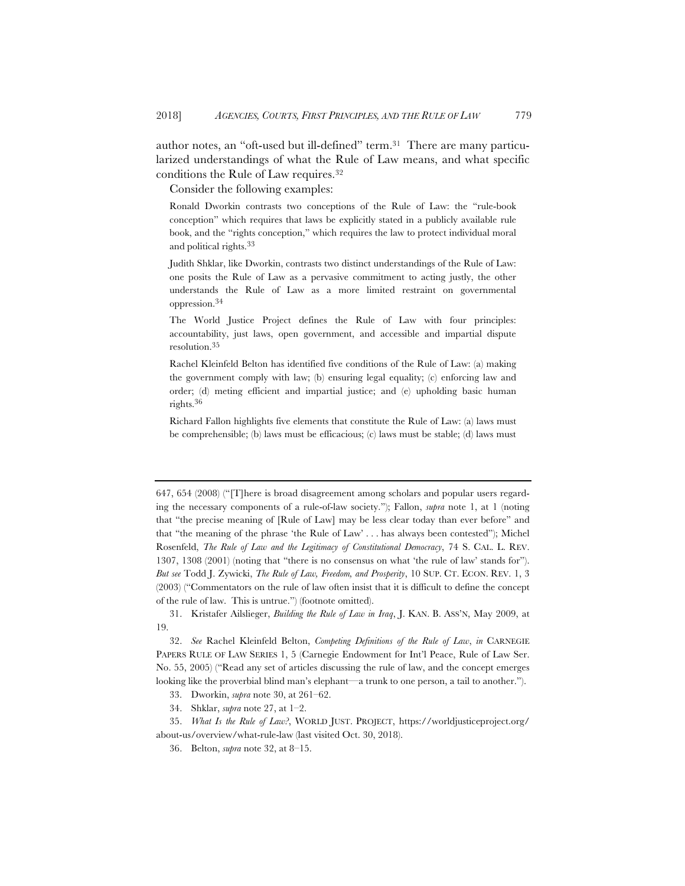author notes, an "oft-used but ill-defined" term.[31] There are many particularized understandings of what the Rule of Law means, and what specific conditions the Rule of Law requires.[32]

Consider the following examples:

> Ronald Dworkin contrasts two conceptions of the Rule of Law: the "rule-book conception" which requires that laws be explicitly stated in a publicly available rule book, and the "rights conception," which requires the law to protect individual moral and political rights.[33]
>
> Judith Shklar, like Dworkin, contrasts two distinct understandings of the Rule of Law: one posits the Rule of Law as a pervasive commitment to acting justly, the other understands the Rule of Law as a more limited restraint on governmental oppression.[34]
>
> The World Justice Project defines the Rule of Law with four principles: accountability, just laws, open government, and accessible and impartial dispute resolution.[35]
>
> Rachel Kleinfeld Belton has identified five conditions of the Rule of Law: (a) making the government comply with law; (b) ensuring legal equality; (c) enforcing law and order; (d) meting efficient and impartial justice; and (e) upholding basic human rights.[36]
>
> Richard Fallon highlights five elements that constitute the Rule of Law: (a) laws must be comprehensible; (b) laws must be efficacious; (c) laws must be stable; (d) laws must

---

647, 654 (2008) ("[T]here is broad disagreement among scholars and popular users regarding the necessary components of a rule-of-law society."); Fallon, *supra* note 1, at 1 (noting that "the precise meaning of [Rule of Law] may be less clear today than ever before" and that "the meaning of the phrase 'the Rule of Law' . . . has always been contested"); Michel Rosenfeld, *The Rule of Law and the Legitimacy of Constitutional Democracy*, 74 S. CAL. L. REV. 1307, 1308 (2001) (noting that "there is no consensus on what 'the rule of law' stands for"). *But see* Todd J. Zywicki, *The Rule of Law, Freedom, and Prosperity*, 10 SUP. CT. ECON. REV. 1, 3 (2003) ("Commentators on the rule of law often insist that it is difficult to define the concept of the rule of law. This is untrue.") (footnote omitted).

31. Kristafer Ailslieger, *Building the Rule of Law in Iraq*, J. KAN. B. ASS'N, May 2009, at 19.

32. *See* Rachel Kleinfeld Belton, *Competing Definitions of the Rule of Law*, *in* CARNEGIE PAPERS RULE OF LAW SERIES 1, 5 (Carnegie Endowment for Int'l Peace, Rule of Law Ser. No. 55, 2005) ("Read any set of articles discussing the rule of law, and the concept emerges looking like the proverbial blind man's elephant—a trunk to one person, a tail to another.").

33. Dworkin, *supra* note 30, at 261–62.

34. Shklar, *supra* note 27, at 1–2.

35. *What Is the Rule of Law?*, WORLD JUST. PROJECT, https://worldjusticeproject.org/about-us/overview/what-rule-law (last visited Oct. 30, 2018).

36. Belton, *supra* note 32, at 8–15.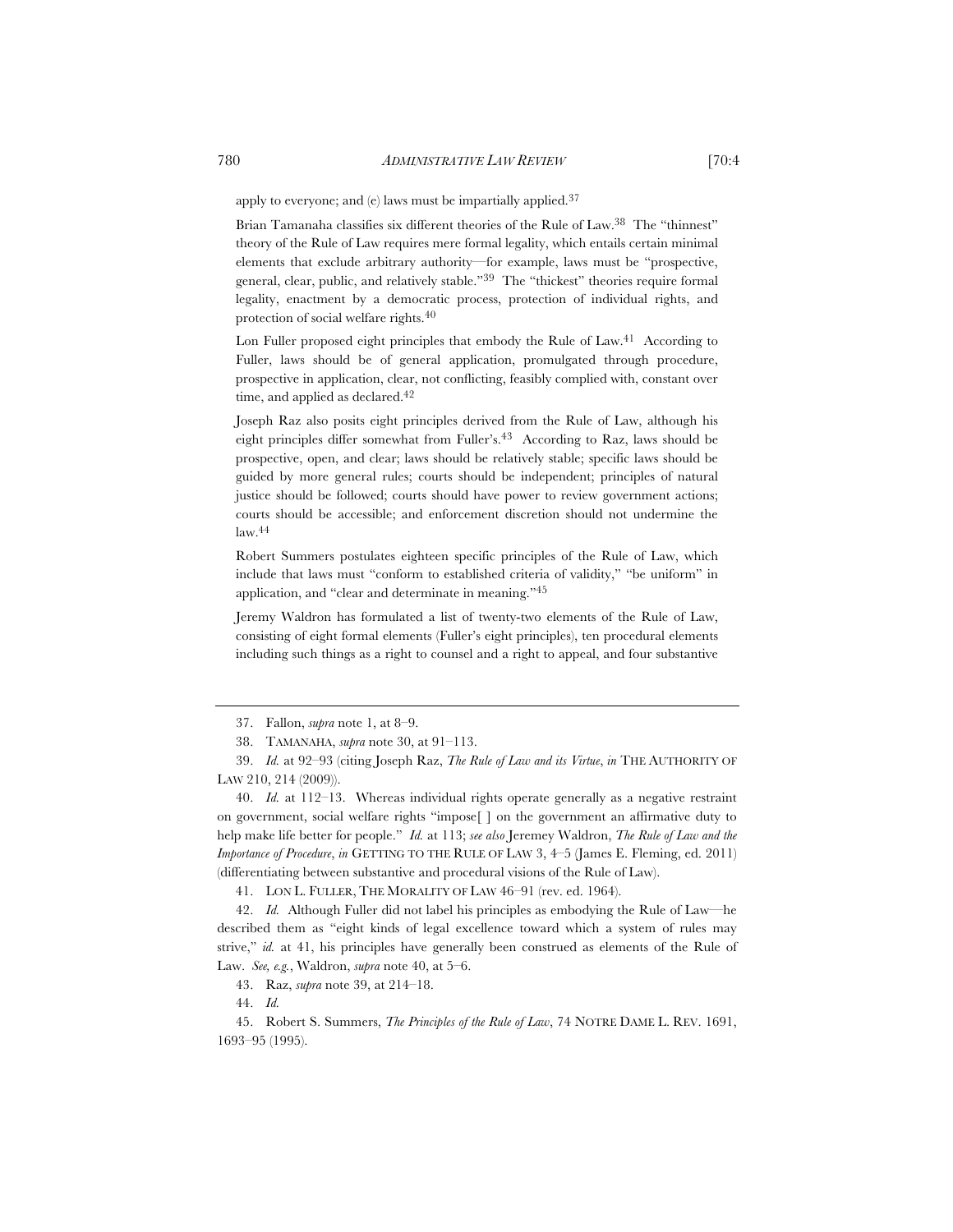apply to everyone; and (e) laws must be impartially applied.[37]

Brian Tamanaha classifies six different theories of the Rule of Law.[38] The "thinnest" theory of the Rule of Law requires mere formal legality, which entails certain minimal elements that exclude arbitrary authority—for example, laws must be "prospective, general, clear, public, and relatively stable."[39] The "thickest" theories require formal legality, enactment by a democratic process, protection of individual rights, and protection of social welfare rights.[40]

Lon Fuller proposed eight principles that embody the Rule of Law.[41] According to Fuller, laws should be of general application, promulgated through procedure, prospective in application, clear, not conflicting, feasibly complied with, constant over time, and applied as declared.[42]

Joseph Raz also posits eight principles derived from the Rule of Law, although his eight principles differ somewhat from Fuller's.[43] According to Raz, laws should be prospective, open, and clear; laws should be relatively stable; specific laws should be guided by more general rules; courts should be independent; principles of natural justice should be followed; courts should have power to review government actions; courts should be accessible; and enforcement discretion should not undermine the law.[44]

Robert Summers postulates eighteen specific principles of the Rule of Law, which include that laws must "conform to established criteria of validity," "be uniform" in application, and "clear and determinate in meaning."[45]

Jeremy Waldron has formulated a list of twenty-two elements of the Rule of Law, consisting of eight formal elements (Fuller's eight principles), ten procedural elements including such things as a right to counsel and a right to appeal, and four substantive

---

37. Fallon, *supra* note 1, at 8–9.

38. TAMANAHA, *supra* note 30, at 91–113.

39. *Id.* at 92–93 (citing Joseph Raz, *The Rule of Law and its Virtue*, *in* THE AUTHORITY OF LAW 210, 214 (2009)).

40. *Id.* at 112–13. Whereas individual rights operate generally as a negative restraint on government, social welfare rights "impose[ ] on the government an affirmative duty to help make life better for people." *Id.* at 113; *see also* Jeremey Waldron, *The Rule of Law and the Importance of Procedure*, *in* GETTING TO THE RULE OF LAW 3, 4–5 (James E. Fleming, ed. 2011) (differentiating between substantive and procedural visions of the Rule of Law).

41. LON L. FULLER, THE MORALITY OF LAW 46–91 (rev. ed. 1964).

42. *Id.* Although Fuller did not label his principles as embodying the Rule of Law—he described them as "eight kinds of legal excellence toward which a system of rules may strive," *id.* at 41, his principles have generally been construed as elements of the Rule of Law. *See, e.g.*, Waldron, *supra* note 40, at 5–6.

43. Raz, *supra* note 39, at 214–18.

44. *Id.*

45. Robert S. Summers, *The Principles of the Rule of Law*, 74 NOTRE DAME L. REV. 1691, 1693–95 (1995).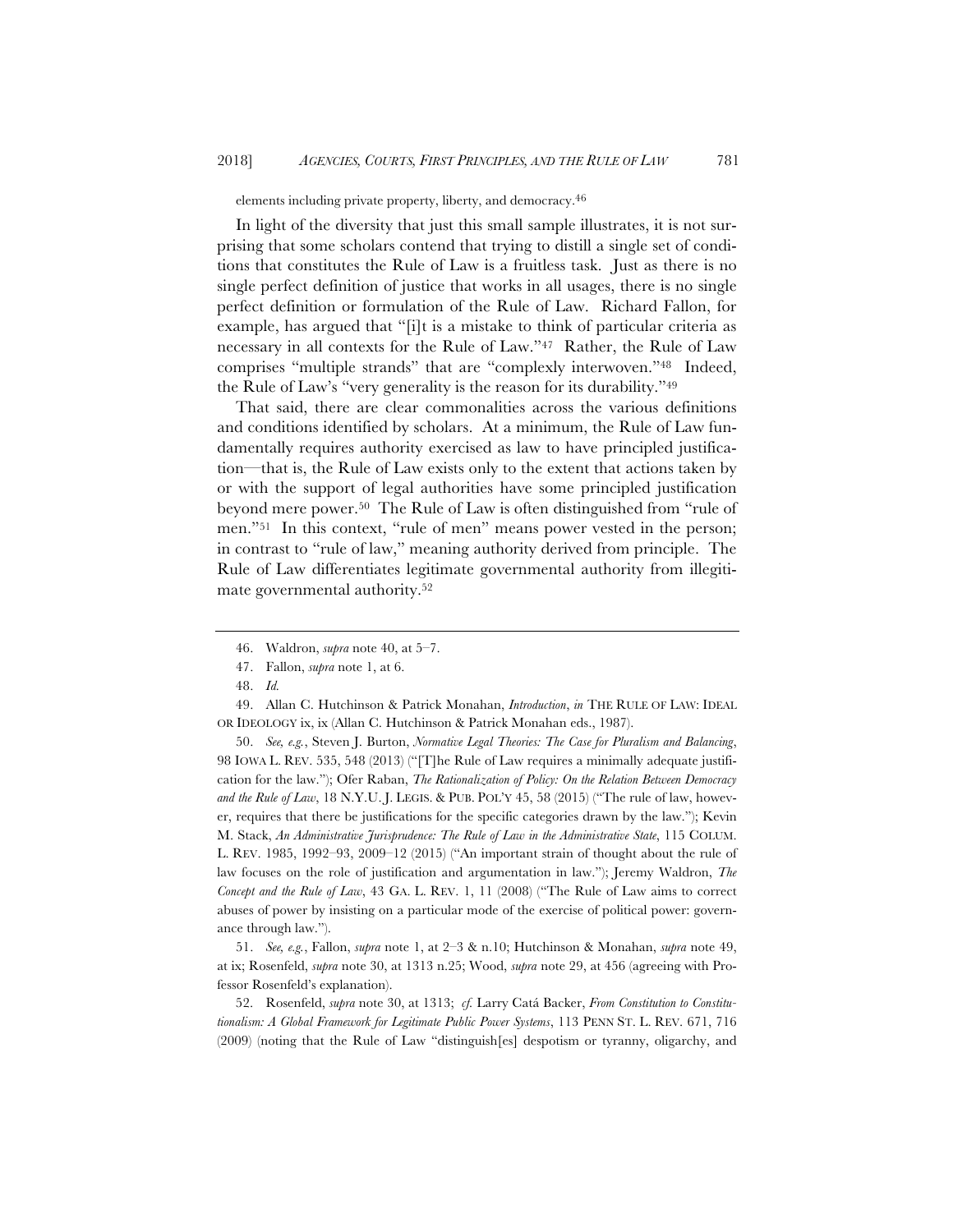elements including private property, liberty, and democracy.[46]

In light of the diversity that just this small sample illustrates, it is not surprising that some scholars contend that trying to distill a single set of conditions that constitutes the Rule of Law is a fruitless task. Just as there is no single perfect definition of justice that works in all usages, there is no single perfect definition or formulation of the Rule of Law. Richard Fallon, for example, has argued that "[i]t is a mistake to think of particular criteria as necessary in all contexts for the Rule of Law."[47] Rather, the Rule of Law comprises "multiple strands" that are "complexly interwoven."[48] Indeed, the Rule of Law's "very generality is the reason for its durability."[49]

That said, there are clear commonalities across the various definitions and conditions identified by scholars. At a minimum, the Rule of Law fundamentally requires authority exercised as law to have principled justification—that is, the Rule of Law exists only to the extent that actions taken by or with the support of legal authorities have some principled justification beyond mere power.[50] The Rule of Law is often distinguished from "rule of men."[51] In this context, "rule of men" means power vested in the person; in contrast to "rule of law," meaning authority derived from principle. The Rule of Law differentiates legitimate governmental authority from illegitimate governmental authority.[52]

---

46. Waldron, *supra* note 40, at 5–7.

47. Fallon, *supra* note 1, at 6.

48. *Id.*

49. Allan C. Hutchinson & Patrick Monahan, *Introduction*, *in* THE RULE OF LAW: IDEAL OR IDEOLOGY ix, ix (Allan C. Hutchinson & Patrick Monahan eds., 1987).

50. *See, e.g.*, Steven J. Burton, *Normative Legal Theories: The Case for Pluralism and Balancing*, 98 IOWA L. REV. 535, 548 (2013) ("[T]he Rule of Law requires a minimally adequate justification for the law."); Ofer Raban, *The Rationalization of Policy: On the Relation Between Democracy and the Rule of Law*, 18 N.Y.U. J. LEGIS. & PUB. POL'Y 45, 58 (2015) ("The rule of law, however, requires that there be justifications for the specific categories drawn by the law."); Kevin M. Stack, *An Administrative Jurisprudence: The Rule of Law in the Administrative State*, 115 COLUM. L. REV. 1985, 1992–93, 2009–12 (2015) ("An important strain of thought about the rule of law focuses on the role of justification and argumentation in law."); Jeremy Waldron, *The Concept and the Rule of Law*, 43 GA. L. REV. 1, 11 (2008) ("The Rule of Law aims to correct abuses of power by insisting on a particular mode of the exercise of political power: governance through law.").

51. *See, e.g.*, Fallon, *supra* note 1, at 2–3 & n.10; Hutchinson & Monahan, *supra* note 49, at ix; Rosenfeld, *supra* note 30, at 1313 n.25; Wood, *supra* note 29, at 456 (agreeing with Professor Rosenfeld's explanation).

52. Rosenfeld, *supra* note 30, at 1313; *cf.* Larry Catá Backer, *From Constitution to Constitutionalism: A Global Framework for Legitimate Public Power Systems*, 113 PENN ST. L. REV. 671, 716 (2009) (noting that the Rule of Law "distinguish[es] despotism or tyranny, oligarchy, and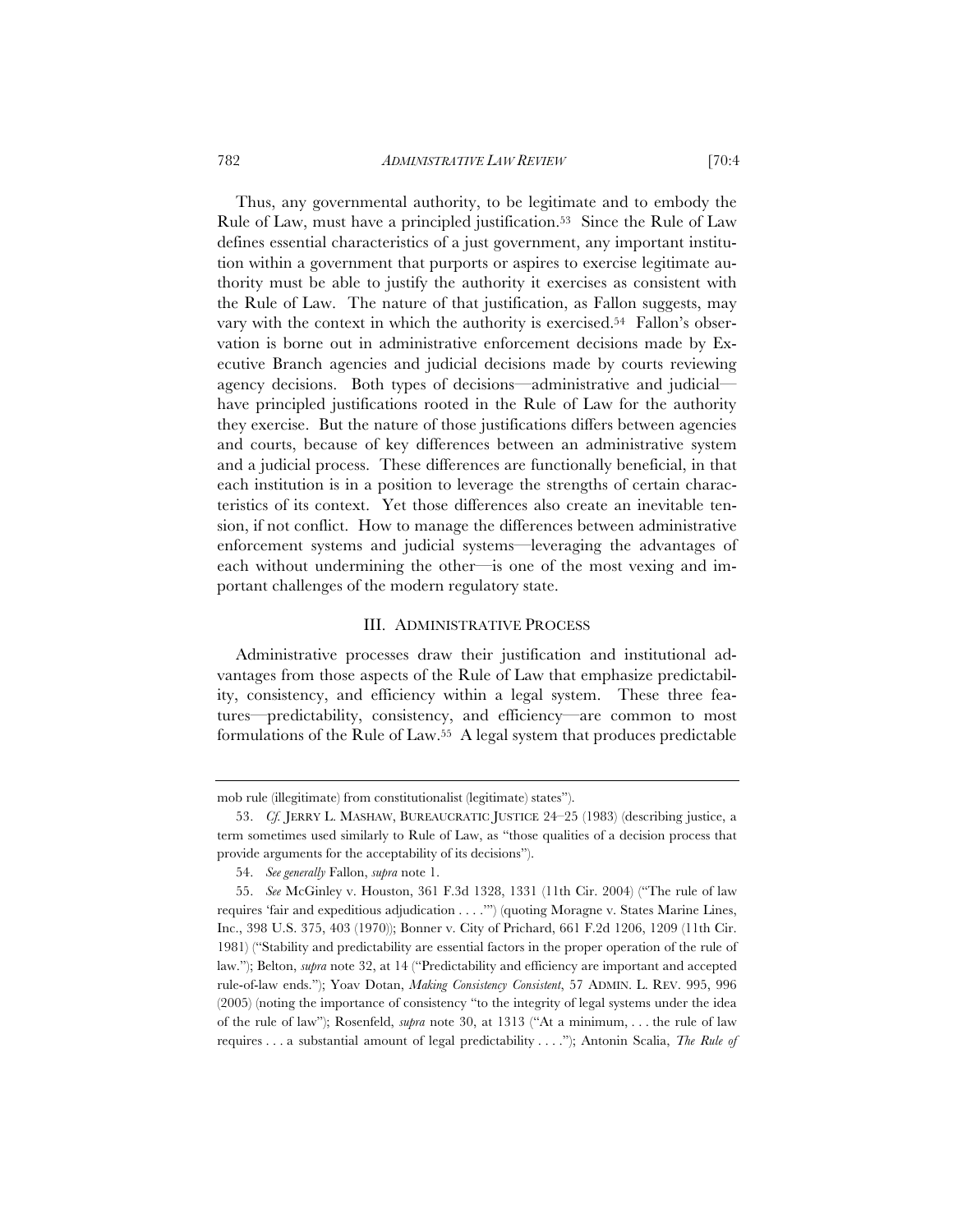Thus, any governmental authority, to be legitimate and to embody the Rule of Law, must have a principled justification.[53] Since the Rule of Law defines essential characteristics of a just government, any important institution within a government that purports or aspires to exercise legitimate authority must be able to justify the authority it exercises as consistent with the Rule of Law. The nature of that justification, as Fallon suggests, may vary with the context in which the authority is exercised.[54] Fallon's observation is borne out in administrative enforcement decisions made by Executive Branch agencies and judicial decisions made by courts reviewing agency decisions. Both types of decisions—administrative and judicial—have principled justifications rooted in the Rule of Law for the authority they exercise. But the nature of those justifications differs between agencies and courts, because of key differences between an administrative system and a judicial process. These differences are functionally beneficial, in that each institution is in a position to leverage the strengths of certain characteristics of its context. Yet those differences also create an inevitable tension, if not conflict. How to manage the differences between administrative enforcement systems and judicial systems—leveraging the advantages of each without undermining the other—is one of the most vexing and important challenges of the modern regulatory state.

## III. ADMINISTRATIVE PROCESS

Administrative processes draw their justification and institutional advantages from those aspects of the Rule of Law that emphasize predictability, consistency, and efficiency within a legal system. These three features—predictability, consistency, and efficiency—are common to most formulations of the Rule of Law.[55] A legal system that produces predictable

---

mob rule (illegitimate) from constitutionalist (legitimate) states").

53. *Cf.* JERRY L. MASHAW, BUREAUCRATIC JUSTICE 24–25 (1983) (describing justice, a term sometimes used similarly to Rule of Law, as "those qualities of a decision process that provide arguments for the acceptability of its decisions").

54. *See generally* Fallon, *supra* note 1.

55. *See* McGinley v. Houston, 361 F.3d 1328, 1331 (11th Cir. 2004) ("The rule of law requires 'fair and expeditious adjudication . . . .'") (quoting Moragne v. States Marine Lines, Inc., 398 U.S. 375, 403 (1970)); Bonner v. City of Prichard, 661 F.2d 1206, 1209 (11th Cir. 1981) ("Stability and predictability are essential factors in the proper operation of the rule of law."); Belton, *supra* note 32, at 14 ("Predictability and efficiency are important and accepted rule-of-law ends."); Yoav Dotan, *Making Consistency Consistent*, 57 ADMIN. L. REV. 995, 996 (2005) (noting the importance of consistency "to the integrity of legal systems under the idea of the rule of law"); Rosenfeld, *supra* note 30, at 1313 ("At a minimum, . . . the rule of law requires . . . a substantial amount of legal predictability . . . ."); Antonin Scalia, *The Rule of*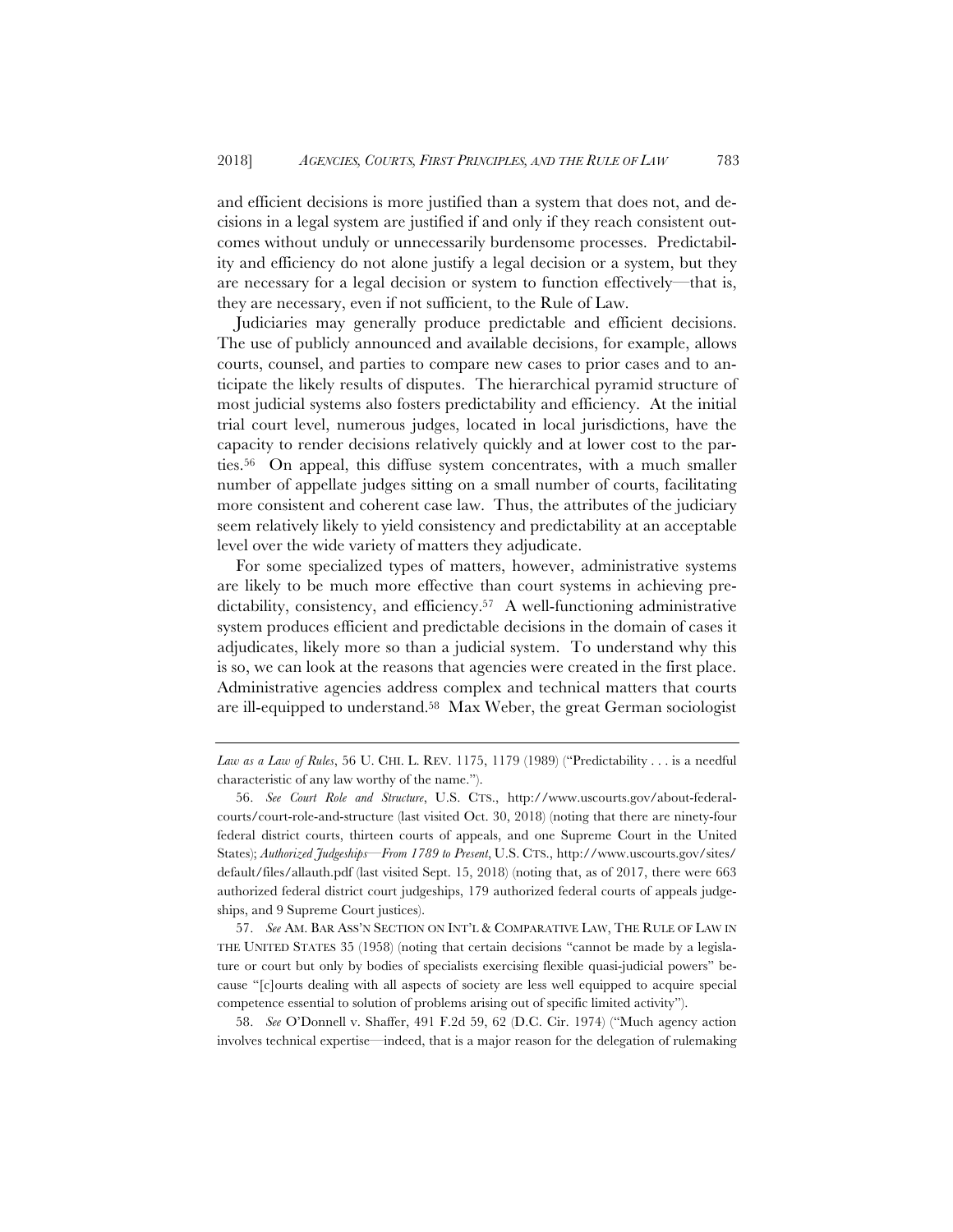and efficient decisions is more justified than a system that does not, and decisions in a legal system are justified if and only if they reach consistent outcomes without unduly or unnecessarily burdensome processes. Predictability and efficiency do not alone justify a legal decision or a system, but they are necessary for a legal decision or system to function effectively—that is, they are necessary, even if not sufficient, to the Rule of Law.

Judiciaries may generally produce predictable and efficient decisions. The use of publicly announced and available decisions, for example, allows courts, counsel, and parties to compare new cases to prior cases and to anticipate the likely results of disputes. The hierarchical pyramid structure of most judicial systems also fosters predictability and efficiency. At the initial trial court level, numerous judges, located in local jurisdictions, have the capacity to render decisions relatively quickly and at lower cost to the parties.[56] On appeal, this diffuse system concentrates, with a much smaller number of appellate judges sitting on a small number of courts, facilitating more consistent and coherent case law. Thus, the attributes of the judiciary seem relatively likely to yield consistency and predictability at an acceptable level over the wide variety of matters they adjudicate.

For some specialized types of matters, however, administrative systems are likely to be much more effective than court systems in achieving predictability, consistency, and efficiency.[57] A well-functioning administrative system produces efficient and predictable decisions in the domain of cases it adjudicates, likely more so than a judicial system. To understand why this is so, we can look at the reasons that agencies were created in the first place. Administrative agencies address complex and technical matters that courts are ill-equipped to understand.[58] Max Weber, the great German sociologist

---

*Law as a Law of Rules*, 56 U. CHI. L. REV. 1175, 1179 (1989) ("Predictability . . . is a needful characteristic of any law worthy of the name.").

56. *See Court Role and Structure*, U.S. CTS., http://www.uscourts.gov/about-federal-courts/court-role-and-structure (last visited Oct. 30, 2018) (noting that there are ninety-four federal district courts, thirteen courts of appeals, and one Supreme Court in the United States); *Authorized Judgeships—From 1789 to Present*, U.S. CTS., http://www.uscourts.gov/sites/default/files/allauth.pdf (last visited Sept. 15, 2018) (noting that, as of 2017, there were 663 authorized federal district court judgeships, 179 authorized federal courts of appeals judgeships, and 9 Supreme Court justices).

57. *See* AM. BAR ASS'N SECTION ON INT'L & COMPARATIVE LAW, THE RULE OF LAW IN THE UNITED STATES 35 (1958) (noting that certain decisions "cannot be made by a legislature or court but only by bodies of specialists exercising flexible quasi-judicial powers" because "[c]ourts dealing with all aspects of society are less well equipped to acquire special competence essential to solution of problems arising out of specific limited activity").

58. *See* O'Donnell v. Shaffer, 491 F.2d 59, 62 (D.C. Cir. 1974) ("Much agency action involves technical expertise—indeed, that is a major reason for the delegation of rulemaking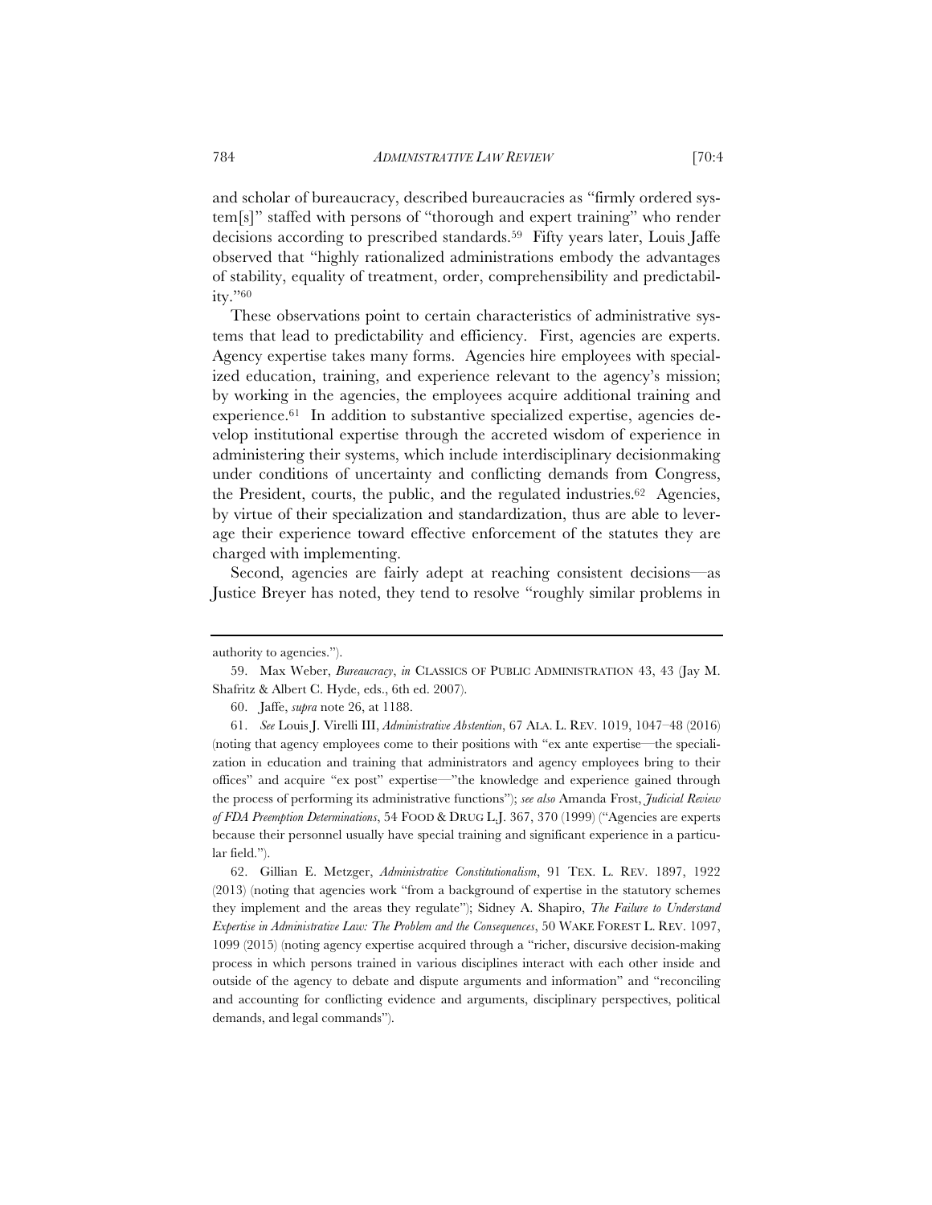and scholar of bureaucracy, described bureaucracies as "firmly ordered system[s]" staffed with persons of "thorough and expert training" who render decisions according to prescribed standards.[59] Fifty years later, Louis Jaffe observed that "highly rationalized administrations embody the advantages of stability, equality of treatment, order, comprehensibility and predictability."[60]

These observations point to certain characteristics of administrative systems that lead to predictability and efficiency. First, agencies are experts. Agency expertise takes many forms. Agencies hire employees with specialized education, training, and experience relevant to the agency's mission; by working in the agencies, the employees acquire additional training and experience.[61] In addition to substantive specialized expertise, agencies develop institutional expertise through the accreted wisdom of experience in administering their systems, which include interdisciplinary decisionmaking under conditions of uncertainty and conflicting demands from Congress, the President, courts, the public, and the regulated industries.[62] Agencies, by virtue of their specialization and standardization, thus are able to leverage their experience toward effective enforcement of the statutes they are charged with implementing.

Second, agencies are fairly adept at reaching consistent decisions—as Justice Breyer has noted, they tend to resolve "roughly similar problems in

---

authority to agencies.").

59. Max Weber, *Bureaucracy*, *in* CLASSICS OF PUBLIC ADMINISTRATION 43, 43 (Jay M. Shafritz & Albert C. Hyde, eds., 6th ed. 2007).

60. Jaffe, *supra* note 26, at 1188.

61. *See* Louis J. Virelli III, *Administrative Abstention*, 67 ALA. L. REV. 1019, 1047–48 (2016) (noting that agency employees come to their positions with "ex ante expertise—the specialization in education and training that administrators and agency employees bring to their offices" and acquire "ex post" expertise—"the knowledge and experience gained through the process of performing its administrative functions"); *see also* Amanda Frost, *Judicial Review of FDA Preemption Determinations*, 54 FOOD & DRUG L.J. 367, 370 (1999) ("Agencies are experts because their personnel usually have special training and significant experience in a particular field.").

62. Gillian E. Metzger, *Administrative Constitutionalism*, 91 TEX. L. REV. 1897, 1922 (2013) (noting that agencies work "from a background of expertise in the statutory schemes they implement and the areas they regulate"); Sidney A. Shapiro, *The Failure to Understand Expertise in Administrative Law: The Problem and the Consequences*, 50 WAKE FOREST L. REV. 1097, 1099 (2015) (noting agency expertise acquired through a "richer, discursive decision-making process in which persons trained in various disciplines interact with each other inside and outside of the agency to debate and dispute arguments and information" and "reconciling and accounting for conflicting evidence and arguments, disciplinary perspectives, political demands, and legal commands").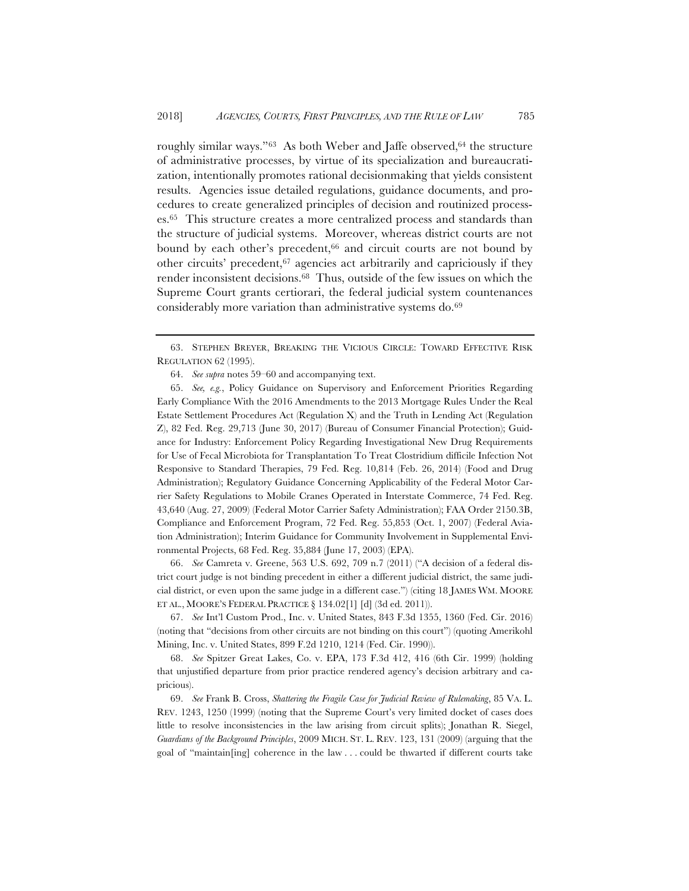roughly similar ways."[63] As both Weber and Jaffe observed,[64] the structure of administrative processes, by virtue of its specialization and bureaucratization, intentionally promotes rational decisionmaking that yields consistent results. Agencies issue detailed regulations, guidance documents, and procedures to create generalized principles of decision and routinized processes.[65] This structure creates a more centralized process and standards than the structure of judicial systems. Moreover, whereas district courts are not bound by each other's precedent,[66] and circuit courts are not bound by other circuits' precedent,[67] agencies act arbitrarily and capriciously if they render inconsistent decisions.[68] Thus, outside of the few issues on which the Supreme Court grants certiorari, the federal judicial system countenances considerably more variation than administrative systems do.[69]

---

63. STEPHEN BREYER, BREAKING THE VICIOUS CIRCLE: TOWARD EFFECTIVE RISK REGULATION 62 (1995).

64. *See supra* notes 59–60 and accompanying text.

65. *See, e.g.*, Policy Guidance on Supervisory and Enforcement Priorities Regarding Early Compliance With the 2016 Amendments to the 2013 Mortgage Rules Under the Real Estate Settlement Procedures Act (Regulation X) and the Truth in Lending Act (Regulation Z), 82 Fed. Reg. 29,713 (June 30, 2017) (Bureau of Consumer Financial Protection); Guidance for Industry: Enforcement Policy Regarding Investigational New Drug Requirements for Use of Fecal Microbiota for Transplantation To Treat Clostridium difficile Infection Not Responsive to Standard Therapies, 79 Fed. Reg. 10,814 (Feb. 26, 2014) (Food and Drug Administration); Regulatory Guidance Concerning Applicability of the Federal Motor Carrier Safety Regulations to Mobile Cranes Operated in Interstate Commerce, 74 Fed. Reg. 43,640 (Aug. 27, 2009) (Federal Motor Carrier Safety Administration); FAA Order 2150.3B, Compliance and Enforcement Program, 72 Fed. Reg. 55,853 (Oct. 1, 2007) (Federal Aviation Administration); Interim Guidance for Community Involvement in Supplemental Environmental Projects, 68 Fed. Reg. 35,884 (June 17, 2003) (EPA).

66. *See* Camreta v. Greene, 563 U.S. 692, 709 n.7 (2011) ("A decision of a federal district court judge is not binding precedent in either a different judicial district, the same judicial district, or even upon the same judge in a different case.") (citing 18 JAMES WM. MOORE ET AL., MOORE'S FEDERAL PRACTICE § 134.02[1] [d] (3d ed. 2011)).

67. *See* Int'l Custom Prod., Inc. v. United States, 843 F.3d 1355, 1360 (Fed. Cir. 2016) (noting that "decisions from other circuits are not binding on this court") (quoting Amerikohl Mining, Inc. v. United States, 899 F.2d 1210, 1214 (Fed. Cir. 1990)).

68. *See* Spitzer Great Lakes, Co. v. EPA, 173 F.3d 412, 416 (6th Cir. 1999) (holding that unjustified departure from prior practice rendered agency's decision arbitrary and capricious).

69. *See* Frank B. Cross, *Shattering the Fragile Case for Judicial Review of Rulemaking*, 85 VA. L. REV. 1243, 1250 (1999) (noting that the Supreme Court's very limited docket of cases does little to resolve inconsistencies in the law arising from circuit splits); Jonathan R. Siegel, *Guardians of the Background Principles*, 2009 MICH. ST. L. REV. 123, 131 (2009) (arguing that the goal of "maintain[ing] coherence in the law . . . could be thwarted if different courts take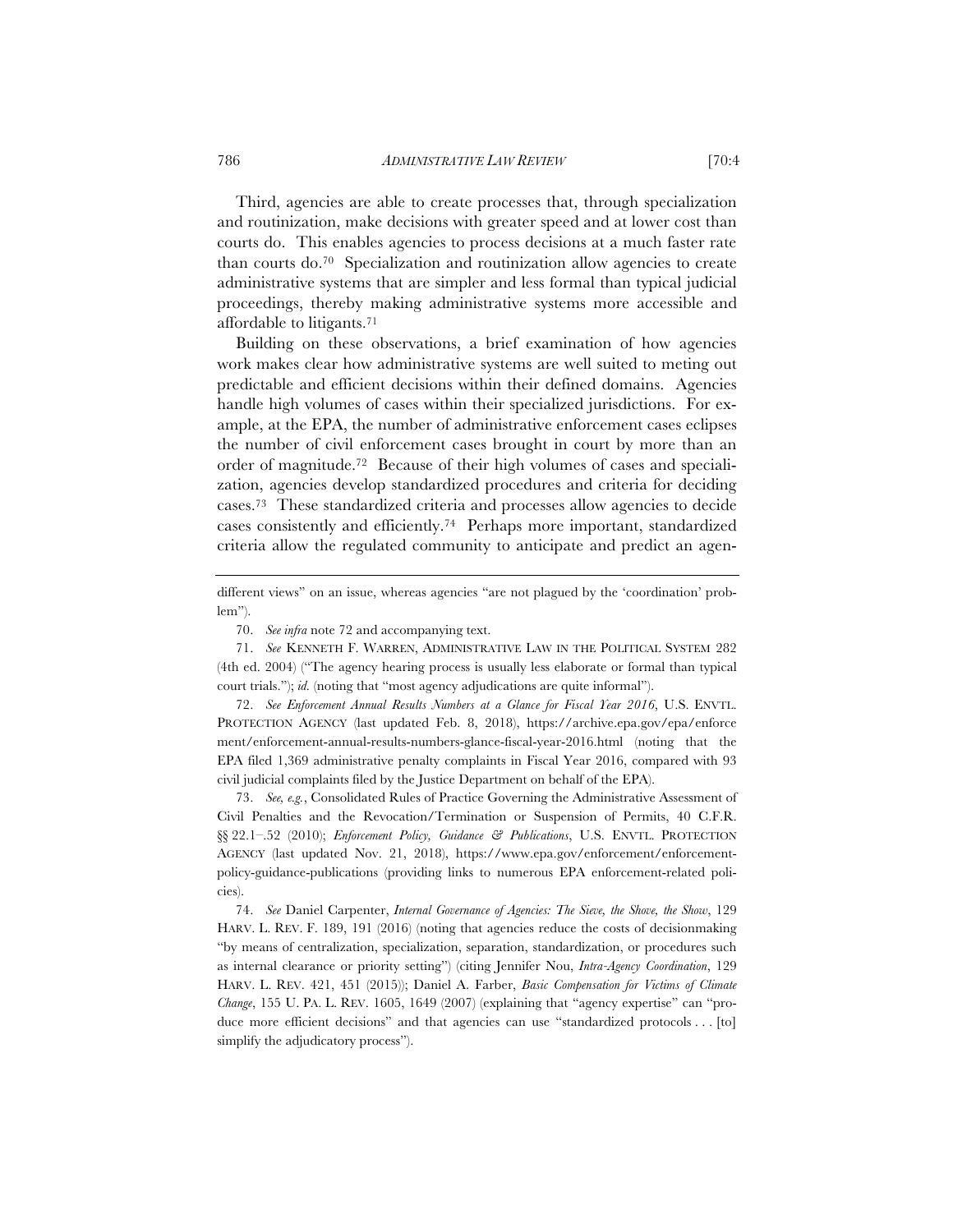Third, agencies are able to create processes that, through specialization and routinization, make decisions with greater speed and at lower cost than courts do. This enables agencies to process decisions at a much faster rate than courts do.[70] Specialization and routinization allow agencies to create administrative systems that are simpler and less formal than typical judicial proceedings, thereby making administrative systems more accessible and affordable to litigants.[71]

Building on these observations, a brief examination of how agencies work makes clear how administrative systems are well suited to meting out predictable and efficient decisions within their defined domains. Agencies handle high volumes of cases within their specialized jurisdictions. For example, at the EPA, the number of administrative enforcement cases eclipses the number of civil enforcement cases brought in court by more than an order of magnitude.[72] Because of their high volumes of cases and specialization, agencies develop standardized procedures and criteria for deciding cases.[73] These standardized criteria and processes allow agencies to decide cases consistently and efficiently.[74] Perhaps more important, standardized criteria allow the regulated community to anticipate and predict an agen-

---

different views" on an issue, whereas agencies "are not plagued by the 'coordination' problem").

70. *See infra* note 72 and accompanying text.

71. *See* KENNETH F. WARREN, ADMINISTRATIVE LAW IN THE POLITICAL SYSTEM 282 (4th ed. 2004) ("The agency hearing process is usually less elaborate or formal than typical court trials."); *id.* (noting that "most agency adjudications are quite informal").

72. *See Enforcement Annual Results Numbers at a Glance for Fiscal Year 2016*, U.S. ENVTL. PROTECTION AGENCY (last updated Feb. 8, 2018), https://archive.epa.gov/epa/enforcement/enforcement-annual-results-numbers-glance-fiscal-year-2016.html (noting that the EPA filed 1,369 administrative penalty complaints in Fiscal Year 2016, compared with 93 civil judicial complaints filed by the Justice Department on behalf of the EPA).

73. *See, e.g.*, Consolidated Rules of Practice Governing the Administrative Assessment of Civil Penalties and the Revocation/Termination or Suspension of Permits, 40 C.F.R. §§ 22.1–.52 (2010); *Enforcement Policy, Guidance & Publications*, U.S. ENVTL. PROTECTION AGENCY (last updated Nov. 21, 2018), https://www.epa.gov/enforcement/enforcement-policy-guidance-publications (providing links to numerous EPA enforcement-related policies).

74. *See* Daniel Carpenter, *Internal Governance of Agencies: The Sieve, the Shove, the Show*, 129 HARV. L. REV. F. 189, 191 (2016) (noting that agencies reduce the costs of decisionmaking "by means of centralization, specialization, separation, standardization, or procedures such as internal clearance or priority setting") (citing Jennifer Nou, *Intra-Agency Coordination*, 129 HARV. L. REV. 421, 451 (2015)); Daniel A. Farber, *Basic Compensation for Victims of Climate Change*, 155 U. PA. L. REV. 1605, 1649 (2007) (explaining that "agency expertise" can "produce more efficient decisions" and that agencies can use "standardized protocols . . . [to] simplify the adjudicatory process").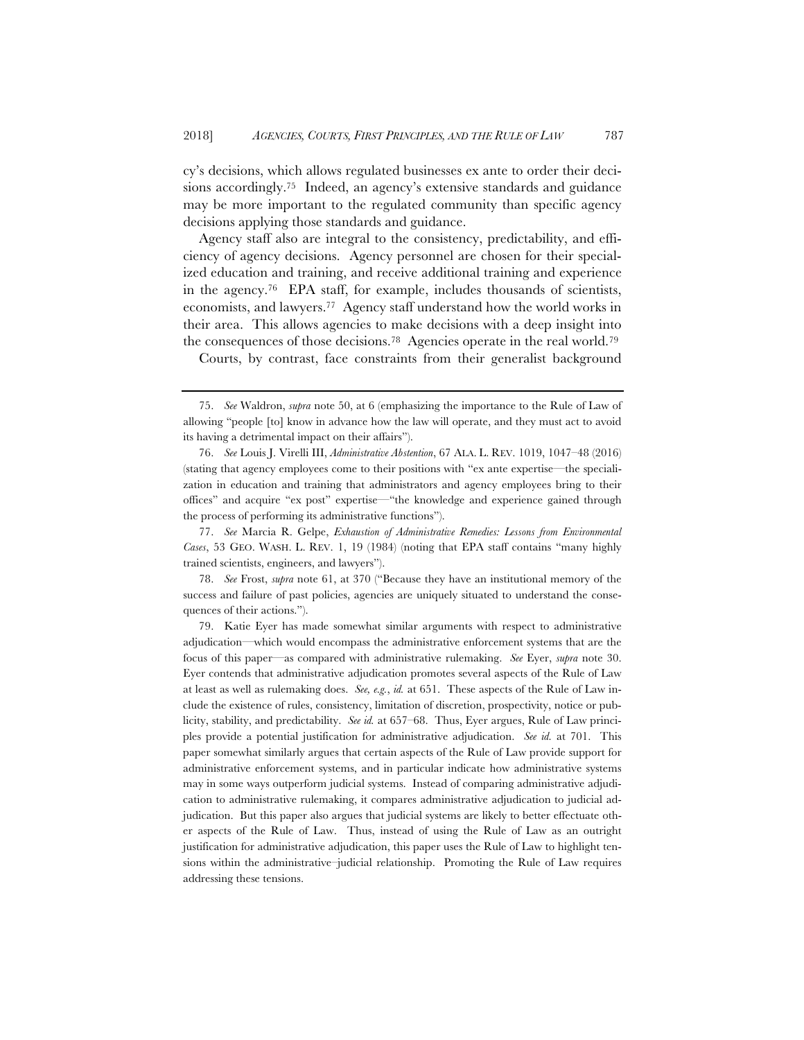cy's decisions, which allows regulated businesses ex ante to order their decisions accordingly.[75] Indeed, an agency's extensive standards and guidance may be more important to the regulated community than specific agency decisions applying those standards and guidance.

Agency staff also are integral to the consistency, predictability, and efficiency of agency decisions. Agency personnel are chosen for their specialized education and training, and receive additional training and experience in the agency.[76] EPA staff, for example, includes thousands of scientists, economists, and lawyers.[77] Agency staff understand how the world works in their area. This allows agencies to make decisions with a deep insight into the consequences of those decisions.[78] Agencies operate in the real world.[79]

Courts, by contrast, face constraints from their generalist background

---

75. *See* Waldron, *supra* note 50, at 6 (emphasizing the importance to the Rule of Law of allowing "people [to] know in advance how the law will operate, and they must act to avoid its having a detrimental impact on their affairs").

76. *See* Louis J. Virelli III, *Administrative Abstention*, 67 ALA. L. REV. 1019, 1047–48 (2016) (stating that agency employees come to their positions with "ex ante expertise—the specialization in education and training that administrators and agency employees bring to their offices" and acquire "ex post" expertise—"the knowledge and experience gained through the process of performing its administrative functions").

77. *See* Marcia R. Gelpe, *Exhaustion of Administrative Remedies: Lessons from Environmental Cases*, 53 GEO. WASH. L. REV. 1, 19 (1984) (noting that EPA staff contains "many highly trained scientists, engineers, and lawyers").

78. *See* Frost, *supra* note 61, at 370 ("Because they have an institutional memory of the success and failure of past policies, agencies are uniquely situated to understand the consequences of their actions.").

79. Katie Eyer has made somewhat similar arguments with respect to administrative adjudication—which would encompass the administrative enforcement systems that are the focus of this paper—as compared with administrative rulemaking. *See* Eyer, *supra* note 30. Eyer contends that administrative adjudication promotes several aspects of the Rule of Law at least as well as rulemaking does. *See, e.g.*, *id.* at 651. These aspects of the Rule of Law include the existence of rules, consistency, limitation of discretion, prospectivity, notice or publicity, stability, and predictability. *See id.* at 657–68. Thus, Eyer argues, Rule of Law principles provide a potential justification for administrative adjudication. *See id.* at 701. This paper somewhat similarly argues that certain aspects of the Rule of Law provide support for administrative enforcement systems, and in particular indicate how administrative systems may in some ways outperform judicial systems. Instead of comparing administrative adjudication to administrative rulemaking, it compares administrative adjudication to judicial adjudication. But this paper also argues that judicial systems are likely to better effectuate other aspects of the Rule of Law. Thus, instead of using the Rule of Law as an outright justification for administrative adjudication, this paper uses the Rule of Law to highlight tensions within the administrative–judicial relationship. Promoting the Rule of Law requires addressing these tensions.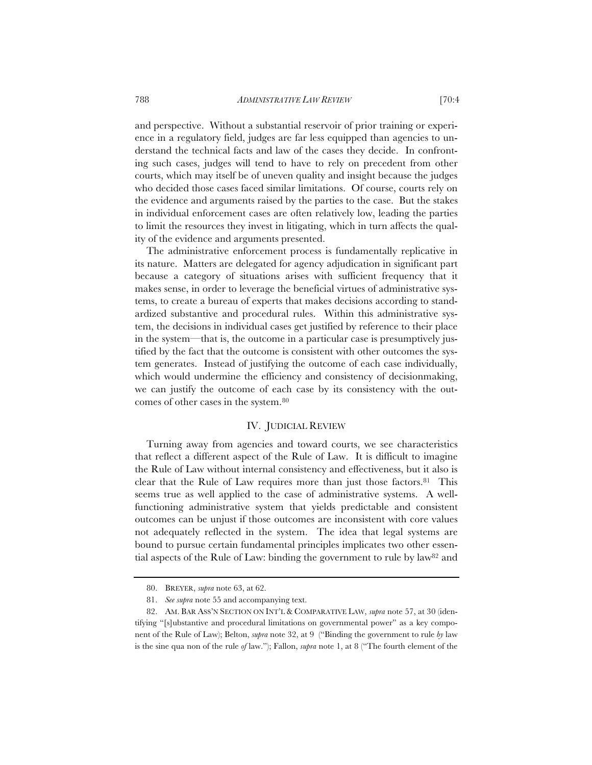and perspective. Without a substantial reservoir of prior training or experience in a regulatory field, judges are far less equipped than agencies to understand the technical facts and law of the cases they decide. In confronting such cases, judges will tend to have to rely on precedent from other courts, which may itself be of uneven quality and insight because the judges who decided those cases faced similar limitations. Of course, courts rely on the evidence and arguments raised by the parties to the case. But the stakes in individual enforcement cases are often relatively low, leading the parties to limit the resources they invest in litigating, which in turn affects the quality of the evidence and arguments presented.

The administrative enforcement process is fundamentally replicative in its nature. Matters are delegated for agency adjudication in significant part because a category of situations arises with sufficient frequency that it makes sense, in order to leverage the beneficial virtues of administrative systems, to create a bureau of experts that makes decisions according to standardized substantive and procedural rules. Within this administrative system, the decisions in individual cases get justified by reference to their place in the system—that is, the outcome in a particular case is presumptively justified by the fact that the outcome is consistent with other outcomes the system generates. Instead of justifying the outcome of each case individually, which would undermine the efficiency and consistency of decisionmaking, we can justify the outcome of each case by its consistency with the outcomes of other cases in the system.[80]

## IV. JUDICIAL REVIEW

Turning away from agencies and toward courts, we see characteristics that reflect a different aspect of the Rule of Law. It is difficult to imagine the Rule of Law without internal consistency and effectiveness, but it also is clear that the Rule of Law requires more than just those factors.[81] This seems true as well applied to the case of administrative systems. A well-functioning administrative system that yields predictable and consistent outcomes can be unjust if those outcomes are inconsistent with core values not adequately reflected in the system. The idea that legal systems are bound to pursue certain fundamental principles implicates two other essential aspects of the Rule of Law: binding the government to rule by law[82] and

---

80. BREYER, *supra* note 63, at 62.

81. *See supra* note 55 and accompanying text.

82. AM. BAR ASS'N SECTION ON INT'L & COMPARATIVE LAW, *supra* note 57, at 30 (identifying "[s]ubstantive and procedural limitations on governmental power" as a key component of the Rule of Law); Belton, *supra* note 32, at 9 ("Binding the government to rule *by* law is the sine qua non of the rule *of* law."); Fallon, *supra* note 1, at 8 ("The fourth element of the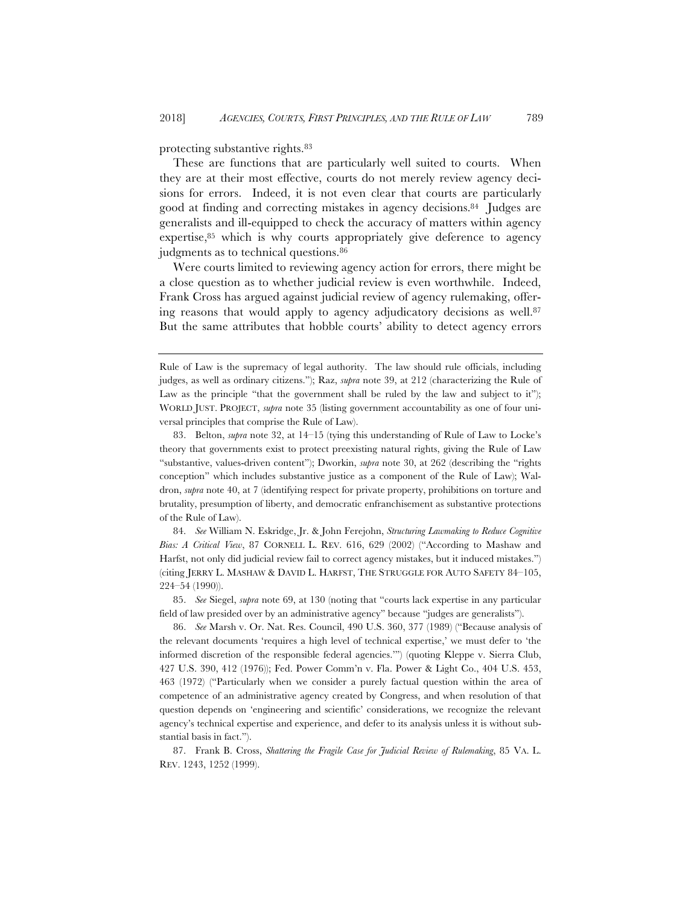protecting substantive rights.[83]

These are functions that are particularly well suited to courts. When they are at their most effective, courts do not merely review agency decisions for errors. Indeed, it is not even clear that courts are particularly good at finding and correcting mistakes in agency decisions.[84] Judges are generalists and ill-equipped to check the accuracy of matters within agency expertise,[85] which is why courts appropriately give deference to agency judgments as to technical questions.[86]

Were courts limited to reviewing agency action for errors, there might be a close question as to whether judicial review is even worthwhile. Indeed, Frank Cross has argued against judicial review of agency rulemaking, offering reasons that would apply to agency adjudicatory decisions as well.[87] But the same attributes that hobble courts' ability to detect agency errors

---

Rule of Law is the supremacy of legal authority. The law should rule officials, including judges, as well as ordinary citizens."); Raz, *supra* note 39, at 212 (characterizing the Rule of Law as the principle "that the government shall be ruled by the law and subject to it"); WORLD JUST. PROJECT, *supra* note 35 (listing government accountability as one of four universal principles that comprise the Rule of Law).

83. Belton, *supra* note 32, at 14–15 (tying this understanding of Rule of Law to Locke's theory that governments exist to protect preexisting natural rights, giving the Rule of Law "substantive, values-driven content"); Dworkin, *supra* note 30, at 262 (describing the "rights conception" which includes substantive justice as a component of the Rule of Law); Waldron, *supra* note 40, at 7 (identifying respect for private property, prohibitions on torture and brutality, presumption of liberty, and democratic enfranchisement as substantive protections of the Rule of Law).

84. *See* William N. Eskridge, Jr. & John Ferejohn, *Structuring Lawmaking to Reduce Cognitive Bias: A Critical View*, 87 CORNELL L. REV. 616, 629 (2002) ("According to Mashaw and Harfst, not only did judicial review fail to correct agency mistakes, but it induced mistakes.") (citing JERRY L. MASHAW & DAVID L. HARFST, THE STRUGGLE FOR AUTO SAFETY 84–105, 224–54 (1990)).

85. *See* Siegel, *supra* note 69, at 130 (noting that "courts lack expertise in any particular field of law presided over by an administrative agency" because "judges are generalists").

86. *See* Marsh v. Or. Nat. Res. Council, 490 U.S. 360, 377 (1989) ("Because analysis of the relevant documents 'requires a high level of technical expertise,' we must defer to 'the informed discretion of the responsible federal agencies.'") (quoting Kleppe v. Sierra Club, 427 U.S. 390, 412 (1976)); Fed. Power Comm'n v. Fla. Power & Light Co., 404 U.S. 453, 463 (1972) ("Particularly when we consider a purely factual question within the area of competence of an administrative agency created by Congress, and when resolution of that question depends on 'engineering and scientific' considerations, we recognize the relevant agency's technical expertise and experience, and defer to its analysis unless it is without substantial basis in fact.").

87. Frank B. Cross, *Shattering the Fragile Case for Judicial Review of Rulemaking*, 85 VA. L. REV. 1243, 1252 (1999).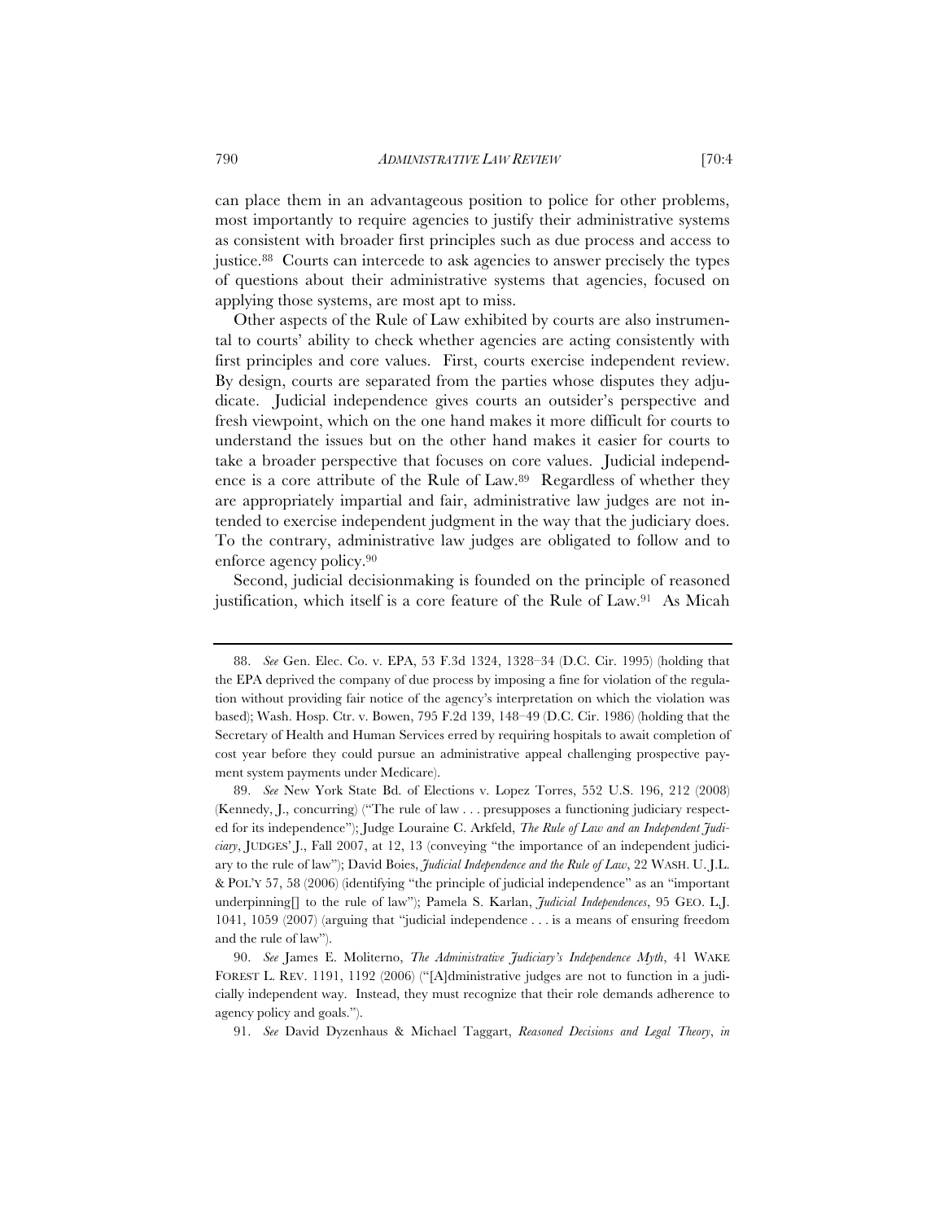can place them in an advantageous position to police for other problems, most importantly to require agencies to justify their administrative systems as consistent with broader first principles such as due process and access to justice.[88] Courts can intercede to ask agencies to answer precisely the types of questions about their administrative systems that agencies, focused on applying those systems, are most apt to miss.

Other aspects of the Rule of Law exhibited by courts are also instrumental to courts' ability to check whether agencies are acting consistently with first principles and core values. First, courts exercise independent review. By design, courts are separated from the parties whose disputes they adjudicate. Judicial independence gives courts an outsider's perspective and fresh viewpoint, which on the one hand makes it more difficult for courts to understand the issues but on the other hand makes it easier for courts to take a broader perspective that focuses on core values. Judicial independence is a core attribute of the Rule of Law.[89] Regardless of whether they are appropriately impartial and fair, administrative law judges are not intended to exercise independent judgment in the way that the judiciary does. To the contrary, administrative law judges are obligated to follow and to enforce agency policy.[90]

Second, judicial decisionmaking is founded on the principle of reasoned justification, which itself is a core feature of the Rule of Law.[91] As Micah

---

88. *See* Gen. Elec. Co. v. EPA, 53 F.3d 1324, 1328–34 (D.C. Cir. 1995) (holding that the EPA deprived the company of due process by imposing a fine for violation of the regulation without providing fair notice of the agency's interpretation on which the violation was based); Wash. Hosp. Ctr. v. Bowen, 795 F.2d 139, 148–49 (D.C. Cir. 1986) (holding that the Secretary of Health and Human Services erred by requiring hospitals to await completion of cost year before they could pursue an administrative appeal challenging prospective payment system payments under Medicare).

89. *See* New York State Bd. of Elections v. Lopez Torres, 552 U.S. 196, 212 (2008) (Kennedy, J., concurring) ("The rule of law . . . presupposes a functioning judiciary respected for its independence"); Judge Louraine C. Arkfeld, *The Rule of Law and an Independent Judiciary*, JUDGES' J., Fall 2007, at 12, 13 (conveying "the importance of an independent judiciary to the rule of law"); David Boies, *Judicial Independence and the Rule of Law*, 22 WASH. U. J.L. & POL'Y 57, 58 (2006) (identifying "the principle of judicial independence" as an "important underpinning[] to the rule of law"); Pamela S. Karlan, *Judicial Independences*, 95 GEO. L.J. 1041, 1059 (2007) (arguing that "judicial independence . . . is a means of ensuring freedom and the rule of law").

90. *See* James E. Moliterno, *The Administrative Judiciary's Independence Myth*, 41 WAKE FOREST L. REV. 1191, 1192 (2006) ("[A]dministrative judges are not to function in a judicially independent way. Instead, they must recognize that their role demands adherence to agency policy and goals.").

91. *See* David Dyzenhaus & Michael Taggart, *Reasoned Decisions and Legal Theory*, *in*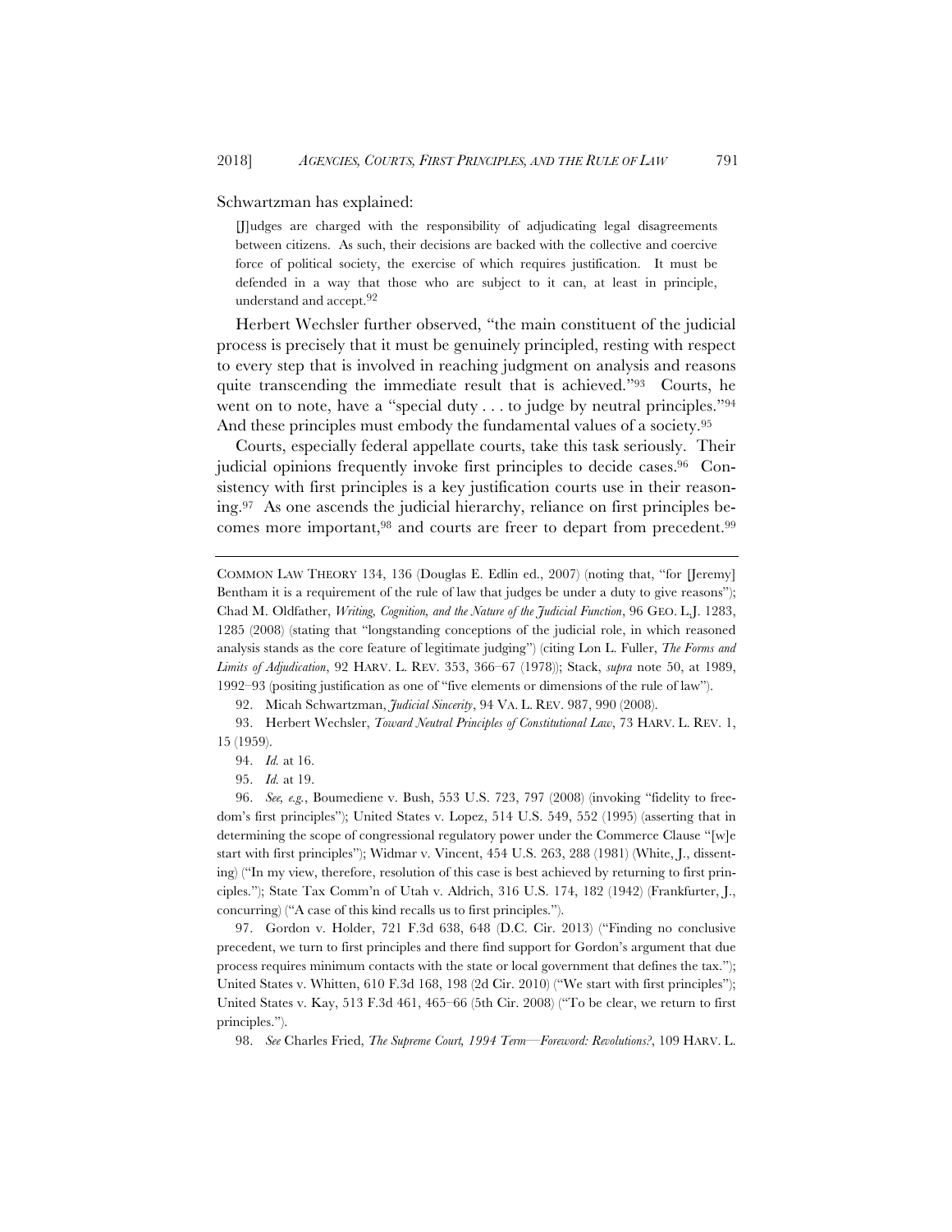Schwartzman has explained:

> [J]udges are charged with the responsibility of adjudicating legal disagreements between citizens. As such, their decisions are backed with the collective and coercive force of political society, the exercise of which requires justification. It must be defended in a way that those who are subject to it can, at least in principle, understand and accept.[92]

Herbert Wechsler further observed, "the main constituent of the judicial process is precisely that it must be genuinely principled, resting with respect to every step that is involved in reaching judgment on analysis and reasons quite transcending the immediate result that is achieved."[93] Courts, he went on to note, have a "special duty . . . to judge by neutral principles."[94] And these principles must embody the fundamental values of a society.[95]

Courts, especially federal appellate courts, take this task seriously. Their judicial opinions frequently invoke first principles to decide cases.[96] Consistency with first principles is a key justification courts use in their reasoning.[97] As one ascends the judicial hierarchy, reliance on first principles becomes more important,[98] and courts are freer to depart from precedent.[99]

---

COMMON LAW THEORY 134, 136 (Douglas E. Edlin ed., 2007) (noting that, "for [Jeremy] Bentham it is a requirement of the rule of law that judges be under a duty to give reasons"); Chad M. Oldfather, *Writing, Cognition, and the Nature of the Judicial Function*, 96 GEO. L.J. 1283, 1285 (2008) (stating that "longstanding conceptions of the judicial role, in which reasoned analysis stands as the core feature of legitimate judging") (citing Lon L. Fuller, *The Forms and Limits of Adjudication*, 92 HARV. L. REV. 353, 366–67 (1978)); Stack, *supra* note 50, at 1989, 1992–93 (positing justification as one of "five elements or dimensions of the rule of law").

92. Micah Schwartzman, *Judicial Sincerity*, 94 VA. L. REV. 987, 990 (2008).

93. Herbert Wechsler, *Toward Neutral Principles of Constitutional Law*, 73 HARV. L. REV. 1, 15 (1959).

94. *Id.* at 16.

95. *Id.* at 19.

96. *See, e.g.*, Boumediene v. Bush, 553 U.S. 723, 797 (2008) (invoking "fidelity to freedom's first principles"); United States v. Lopez, 514 U.S. 549, 552 (1995) (asserting that in determining the scope of congressional regulatory power under the Commerce Clause "[w]e start with first principles"); Widmar v. Vincent, 454 U.S. 263, 288 (1981) (White, J., dissenting) ("In my view, therefore, resolution of this case is best achieved by returning to first principles."); State Tax Comm'n of Utah v. Aldrich, 316 U.S. 174, 182 (1942) (Frankfurter, J., concurring) ("A case of this kind recalls us to first principles.").

97. Gordon v. Holder, 721 F.3d 638, 648 (D.C. Cir. 2013) ("Finding no conclusive precedent, we turn to first principles and there find support for Gordon's argument that due process requires minimum contacts with the state or local government that defines the tax."); United States v. Whitten, 610 F.3d 168, 198 (2d Cir. 2010) ("We start with first principles"); United States v. Kay, 513 F.3d 461, 465–66 (5th Cir. 2008) ("To be clear, we return to first principles.").

98. *See* Charles Fried, *The Supreme Court, 1994 Term—Foreword: Revolutions?*, 109 HARV. L.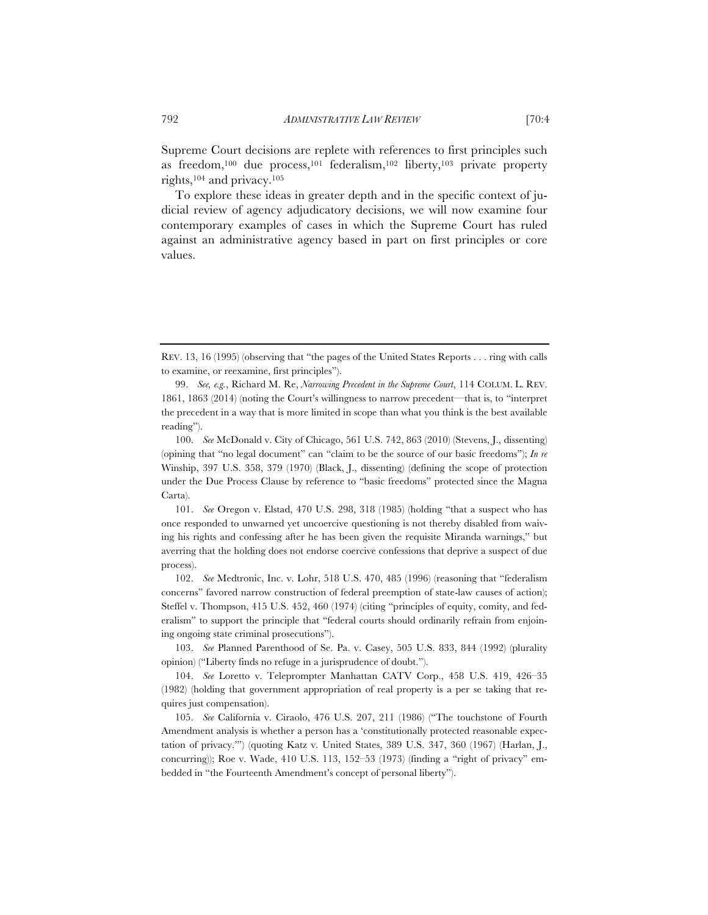Supreme Court decisions are replete with references to first principles such as freedom,[100] due process,[101] federalism,[102] liberty,[103] private property rights,[104] and privacy.[105]

To explore these ideas in greater depth and in the specific context of judicial review of agency adjudicatory decisions, we will now examine four contemporary examples of cases in which the Supreme Court has ruled against an administrative agency based in part on first principles or core values.

---

REV. 13, 16 (1995) (observing that "the pages of the United States Reports . . . ring with calls to examine, or reexamine, first principles").

99. *See, e.g.*, Richard M. Re, *Narrowing Precedent in the Supreme Court*, 114 COLUM. L. REV. 1861, 1863 (2014) (noting the Court's willingness to narrow precedent—that is, to "interpret the precedent in a way that is more limited in scope than what you think is the best available reading").

100. *See* McDonald v. City of Chicago, 561 U.S. 742, 863 (2010) (Stevens, J., dissenting) (opining that "no legal document" can "claim to be the source of our basic freedoms"); *In re* Winship, 397 U.S. 358, 379 (1970) (Black, J., dissenting) (defining the scope of protection under the Due Process Clause by reference to "basic freedoms" protected since the Magna Carta).

101. *See* Oregon v. Elstad, 470 U.S. 298, 318 (1985) (holding "that a suspect who has once responded to unwarned yet uncoercive questioning is not thereby disabled from waiving his rights and confessing after he has been given the requisite Miranda warnings," but averring that the holding does not endorse coercive confessions that deprive a suspect of due process).

102. *See* Medtronic, Inc. v. Lohr, 518 U.S. 470, 485 (1996) (reasoning that "federalism concerns" favored narrow construction of federal preemption of state-law causes of action); Steffel v. Thompson, 415 U.S. 452, 460 (1974) (citing "principles of equity, comity, and federalism" to support the principle that "federal courts should ordinarily refrain from enjoining ongoing state criminal prosecutions").

103. *See* Planned Parenthood of Se. Pa. v. Casey, 505 U.S. 833, 844 (1992) (plurality opinion) ("Liberty finds no refuge in a jurisprudence of doubt.").

104. *See* Loretto v. Teleprompter Manhattan CATV Corp., 458 U.S. 419, 426–35 (1982) (holding that government appropriation of real property is a per se taking that requires just compensation).

105. *See* California v. Ciraolo, 476 U.S. 207, 211 (1986) ("The touchstone of Fourth Amendment analysis is whether a person has a 'constitutionally protected reasonable expectation of privacy.'") (quoting Katz v. United States, 389 U.S. 347, 360 (1967) (Harlan, J., concurring)); Roe v. Wade, 410 U.S. 113, 152–53 (1973) (finding a "right of privacy" embedded in "the Fourteenth Amendment's concept of personal liberty").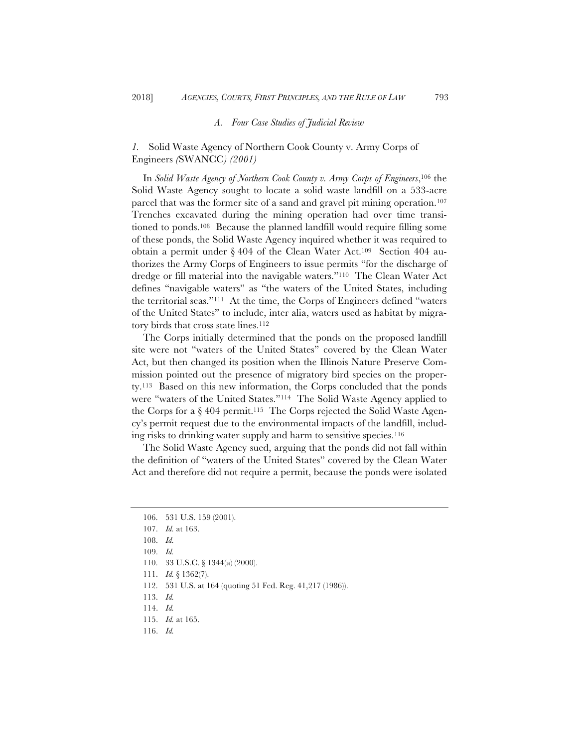### *A. Four Case Studies of Judicial Review*

#### *1.* Solid Waste Agency of Northern Cook County v. Army Corps of Engineers *(*SWANCC*) (2001)*

In *Solid Waste Agency of Northern Cook County v. Army Corps of Engineers*,[106] the Solid Waste Agency sought to locate a solid waste landfill on a 533-acre parcel that was the former site of a sand and gravel pit mining operation.[107] Trenches excavated during the mining operation had over time transitioned to ponds.[108] Because the planned landfill would require filling some of these ponds, the Solid Waste Agency inquired whether it was required to obtain a permit under § 404 of the Clean Water Act.[109] Section 404 authorizes the Army Corps of Engineers to issue permits "for the discharge of dredge or fill material into the navigable waters."[110] The Clean Water Act defines "navigable waters" as "the waters of the United States, including the territorial seas."[111] At the time, the Corps of Engineers defined "waters of the United States" to include, inter alia, waters used as habitat by migratory birds that cross state lines.[112]

The Corps initially determined that the ponds on the proposed landfill site were not "waters of the United States" covered by the Clean Water Act, but then changed its position when the Illinois Nature Preserve Commission pointed out the presence of migratory bird species on the property.[113] Based on this new information, the Corps concluded that the ponds were "waters of the United States."[114] The Solid Waste Agency applied to the Corps for a § 404 permit.[115] The Corps rejected the Solid Waste Agency's permit request due to the environmental impacts of the landfill, including risks to drinking water supply and harm to sensitive species.[116]

The Solid Waste Agency sued, arguing that the ponds did not fall within the definition of "waters of the United States" covered by the Clean Water Act and therefore did not require a permit, because the ponds were isolated

---

106. 531 U.S. 159 (2001).

107. *Id.* at 163.

108. *Id.*

109. *Id.*

110. 33 U.S.C. § 1344(a) (2000).

111. *Id.* § 1362(7).

112. 531 U.S. at 164 (quoting 51 Fed. Reg. 41,217 (1986)).

113. *Id.*

114. *Id.*

115. *Id.* at 165.

116. *Id.*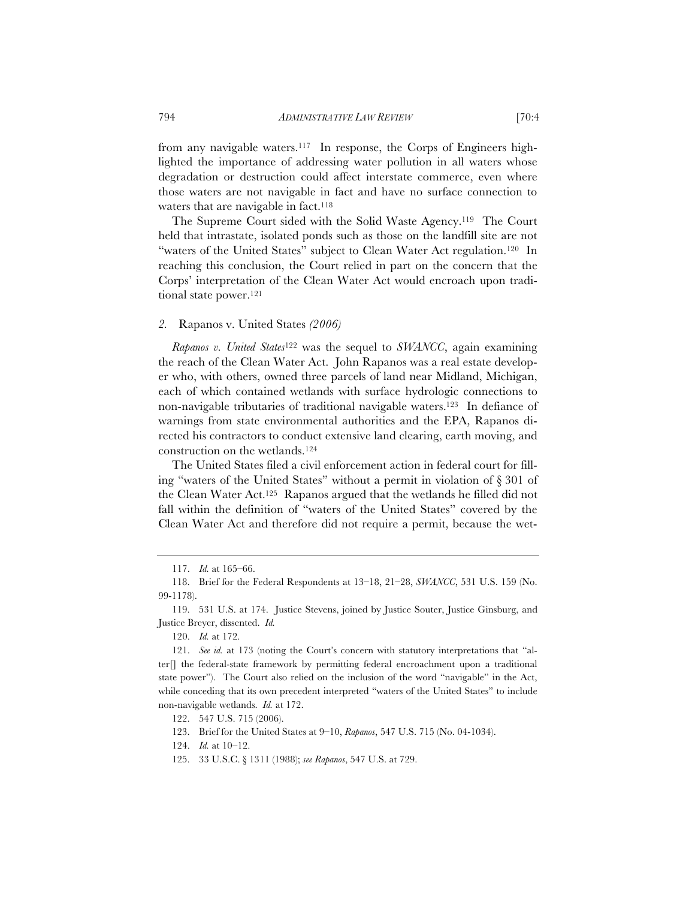from any navigable waters.[117] In response, the Corps of Engineers highlighted the importance of addressing water pollution in all waters whose degradation or destruction could affect interstate commerce, even where those waters are not navigable in fact and have no surface connection to waters that are navigable in fact.[118]

The Supreme Court sided with the Solid Waste Agency.[119] The Court held that intrastate, isolated ponds such as those on the landfill site are not "waters of the United States" subject to Clean Water Act regulation.[120] In reaching this conclusion, the Court relied in part on the concern that the Corps' interpretation of the Clean Water Act would encroach upon traditional state power.[121]

### *2.* Rapanos v. United States *(2006)*

*Rapanos v. United States*[122] was the sequel to *SWANCC*, again examining the reach of the Clean Water Act. John Rapanos was a real estate developer who, with others, owned three parcels of land near Midland, Michigan, each of which contained wetlands with surface hydrologic connections to non-navigable tributaries of traditional navigable waters.[123] In defiance of warnings from state environmental authorities and the EPA, Rapanos directed his contractors to conduct extensive land clearing, earth moving, and construction on the wetlands.[124]

The United States filed a civil enforcement action in federal court for filling "waters of the United States" without a permit in violation of § 301 of the Clean Water Act.[125] Rapanos argued that the wetlands he filled did not fall within the definition of "waters of the United States" covered by the Clean Water Act and therefore did not require a permit, because the wet-

---

117. *Id.* at 165–66.

118. Brief for the Federal Respondents at 13–18, 21–28, *SWANCC*, 531 U.S. 159 (No. 99-1178).

119. 531 U.S. at 174. Justice Stevens, joined by Justice Souter, Justice Ginsburg, and Justice Breyer, dissented. *Id.*

120. *Id.* at 172.

121. *See id.* at 173 (noting the Court's concern with statutory interpretations that "alter[] the federal-state framework by permitting federal encroachment upon a traditional state power"). The Court also relied on the inclusion of the word "navigable" in the Act, while conceding that its own precedent interpreted "waters of the United States" to include non-navigable wetlands. *Id.* at 172.

122. 547 U.S. 715 (2006).

123. Brief for the United States at 9–10, *Rapanos*, 547 U.S. 715 (No. 04-1034).

124. *Id.* at 10–12.

125. 33 U.S.C. § 1311 (1988); *see Rapanos*, 547 U.S. at 729.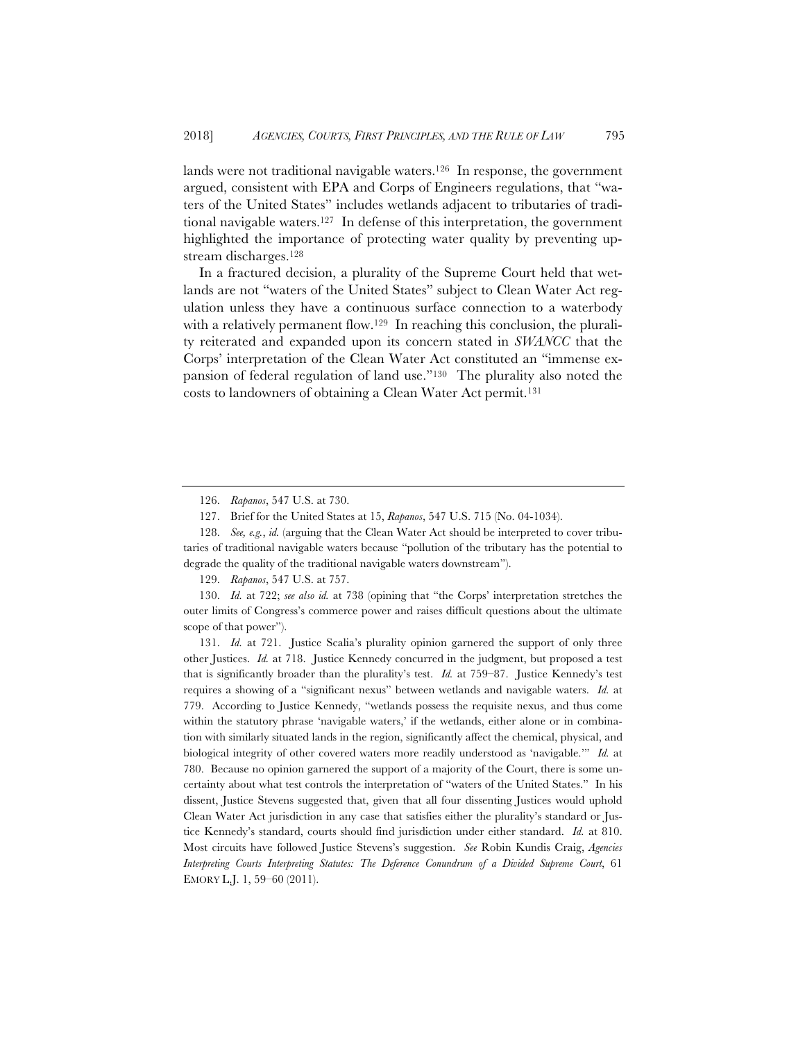lands were not traditional navigable waters.[126] In response, the government argued, consistent with EPA and Corps of Engineers regulations, that "waters of the United States" includes wetlands adjacent to tributaries of traditional navigable waters.[127] In defense of this interpretation, the government highlighted the importance of protecting water quality by preventing upstream discharges.[128]

In a fractured decision, a plurality of the Supreme Court held that wetlands are not "waters of the United States" subject to Clean Water Act regulation unless they have a continuous surface connection to a waterbody with a relatively permanent flow.[129] In reaching this conclusion, the plurality reiterated and expanded upon its concern stated in *SWANCC* that the Corps' interpretation of the Clean Water Act constituted an "immense expansion of federal regulation of land use."[130] The plurality also noted the costs to landowners of obtaining a Clean Water Act permit.[131]

---

126. *Rapanos*, 547 U.S. at 730.

127. Brief for the United States at 15, *Rapanos*, 547 U.S. 715 (No. 04-1034).

128. *See, e.g.*, *id.* (arguing that the Clean Water Act should be interpreted to cover tributaries of traditional navigable waters because "pollution of the tributary has the potential to degrade the quality of the traditional navigable waters downstream").

129. *Rapanos*, 547 U.S. at 757.

130. *Id.* at 722; *see also id.* at 738 (opining that "the Corps' interpretation stretches the outer limits of Congress's commerce power and raises difficult questions about the ultimate scope of that power").

131. *Id.* at 721. Justice Scalia's plurality opinion garnered the support of only three other Justices. *Id.* at 718. Justice Kennedy concurred in the judgment, but proposed a test that is significantly broader than the plurality's test. *Id.* at 759–87. Justice Kennedy's test requires a showing of a "significant nexus" between wetlands and navigable waters. *Id.* at 779. According to Justice Kennedy, "wetlands possess the requisite nexus, and thus come within the statutory phrase 'navigable waters,' if the wetlands, either alone or in combination with similarly situated lands in the region, significantly affect the chemical, physical, and biological integrity of other covered waters more readily understood as 'navigable.'" *Id.* at 780. Because no opinion garnered the support of a majority of the Court, there is some uncertainty about what test controls the interpretation of "waters of the United States." In his dissent, Justice Stevens suggested that, given that all four dissenting Justices would uphold Clean Water Act jurisdiction in any case that satisfies either the plurality's standard or Justice Kennedy's standard, courts should find jurisdiction under either standard. *Id.* at 810. Most circuits have followed Justice Stevens's suggestion. *See* Robin Kundis Craig, *Agencies Interpreting Courts Interpreting Statutes: The Deference Conundrum of a Divided Supreme Court*, 61 EMORY L.J. 1, 59–60 (2011).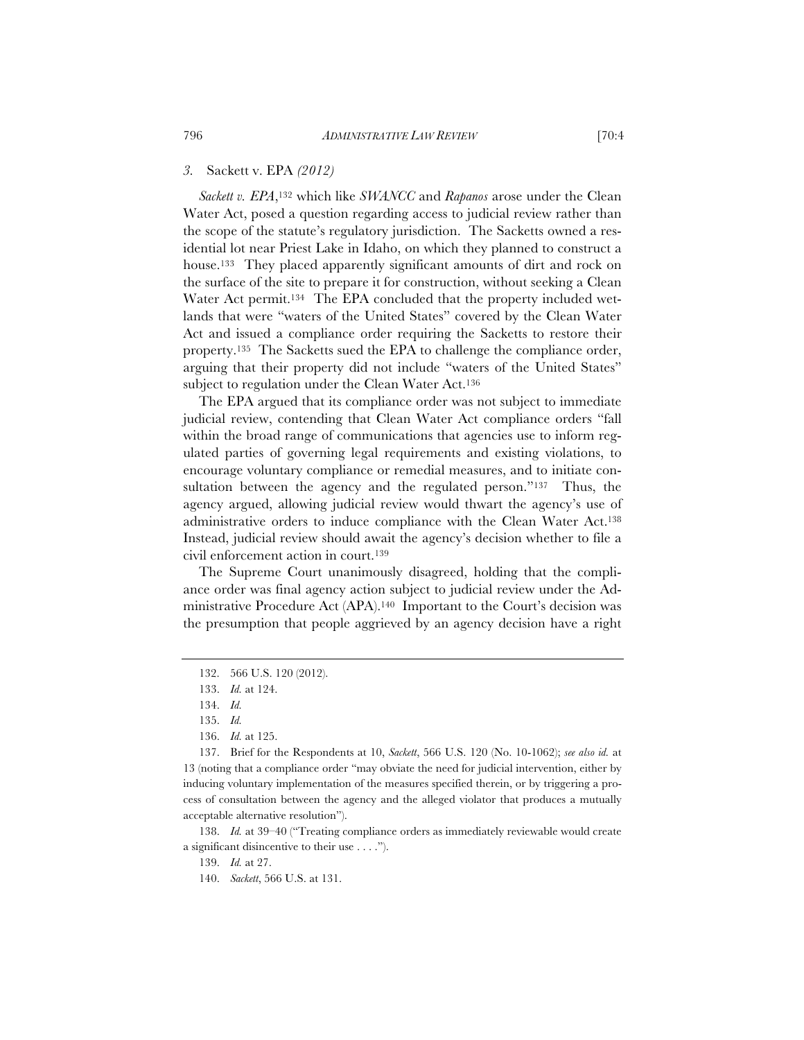### *3.* Sackett v. EPA *(2012)*

*Sackett v. EPA*,[132] which like *SWANCC* and *Rapanos* arose under the Clean Water Act, posed a question regarding access to judicial review rather than the scope of the statute's regulatory jurisdiction. The Sacketts owned a residential lot near Priest Lake in Idaho, on which they planned to construct a house.[133] They placed apparently significant amounts of dirt and rock on the surface of the site to prepare it for construction, without seeking a Clean Water Act permit.[134] The EPA concluded that the property included wetlands that were "waters of the United States" covered by the Clean Water Act and issued a compliance order requiring the Sacketts to restore their property.[135] The Sacketts sued the EPA to challenge the compliance order, arguing that their property did not include "waters of the United States" subject to regulation under the Clean Water Act.[136]

The EPA argued that its compliance order was not subject to immediate judicial review, contending that Clean Water Act compliance orders "fall within the broad range of communications that agencies use to inform regulated parties of governing legal requirements and existing violations, to encourage voluntary compliance or remedial measures, and to initiate consultation between the agency and the regulated person."[137] Thus, the agency argued, allowing judicial review would thwart the agency's use of administrative orders to induce compliance with the Clean Water Act.[138] Instead, judicial review should await the agency's decision whether to file a civil enforcement action in court.[139]

The Supreme Court unanimously disagreed, holding that the compliance order was final agency action subject to judicial review under the Administrative Procedure Act (APA).[140] Important to the Court's decision was the presumption that people aggrieved by an agency decision have a right

---

132. 566 U.S. 120 (2012).

133. *Id.* at 124.

134. *Id.*

135. *Id.*

136. *Id.* at 125.

137. Brief for the Respondents at 10, *Sackett*, 566 U.S. 120 (No. 10-1062); *see also id.* at 13 (noting that a compliance order "may obviate the need for judicial intervention, either by inducing voluntary implementation of the measures specified therein, or by triggering a process of consultation between the agency and the alleged violator that produces a mutually acceptable alternative resolution").

138. *Id.* at 39–40 ("Treating compliance orders as immediately reviewable would create a significant disincentive to their use . . . .").

139. *Id.* at 27.

140. *Sackett*, 566 U.S. at 131.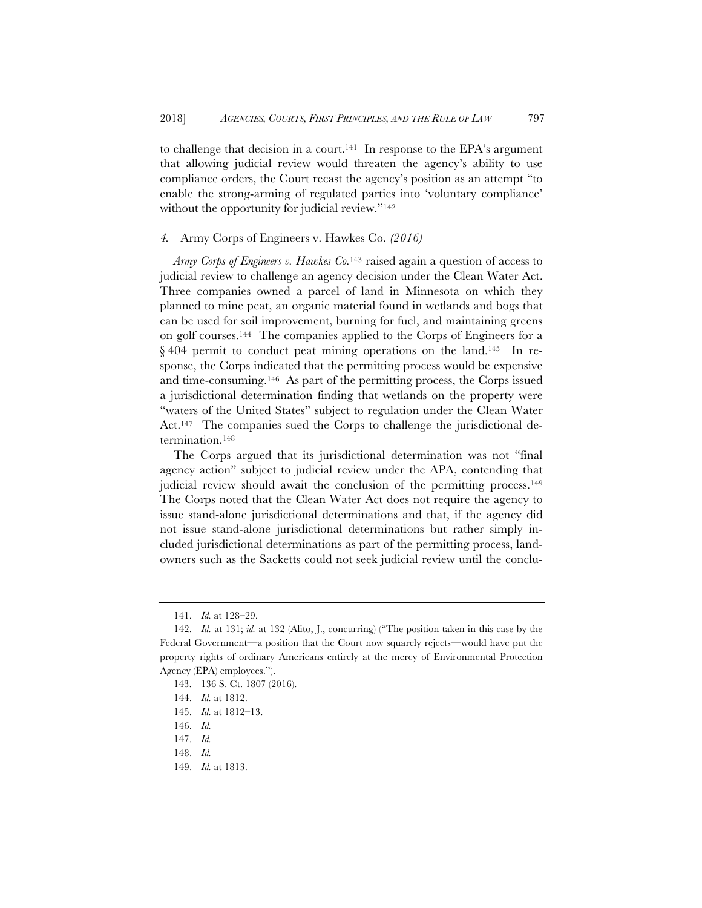to challenge that decision in a court.[141] In response to the EPA's argument that allowing judicial review would threaten the agency's ability to use compliance orders, the Court recast the agency's position as an attempt "to enable the strong-arming of regulated parties into 'voluntary compliance' without the opportunity for judicial review."[142]

#### *4.* Army Corps of Engineers v. Hawkes Co. *(2016)*

*Army Corps of Engineers v. Hawkes Co.*[143] raised again a question of access to judicial review to challenge an agency decision under the Clean Water Act. Three companies owned a parcel of land in Minnesota on which they planned to mine peat, an organic material found in wetlands and bogs that can be used for soil improvement, burning for fuel, and maintaining greens on golf courses.[144] The companies applied to the Corps of Engineers for a § 404 permit to conduct peat mining operations on the land.[145] In response, the Corps indicated that the permitting process would be expensive and time-consuming.[146] As part of the permitting process, the Corps issued a jurisdictional determination finding that wetlands on the property were "waters of the United States" subject to regulation under the Clean Water Act.[147] The companies sued the Corps to challenge the jurisdictional determination.[148]

The Corps argued that its jurisdictional determination was not "final agency action" subject to judicial review under the APA, contending that judicial review should await the conclusion of the permitting process.[149] The Corps noted that the Clean Water Act does not require the agency to issue stand-alone jurisdictional determinations and that, if the agency did not issue stand-alone jurisdictional determinations but rather simply included jurisdictional determinations as part of the permitting process, landowners such as the Sacketts could not seek judicial review until the conclu-

---

141. *Id.* at 128–29.

142. *Id.* at 131; *id.* at 132 (Alito, J., concurring) ("The position taken in this case by the Federal Government—a position that the Court now squarely rejects—would have put the property rights of ordinary Americans entirely at the mercy of Environmental Protection Agency (EPA) employees.").

143. 136 S. Ct. 1807 (2016).

144. *Id.* at 1812.

145. *Id.* at 1812–13.

146. *Id.*

147. *Id.*

148. *Id.*

149. *Id.* at 1813.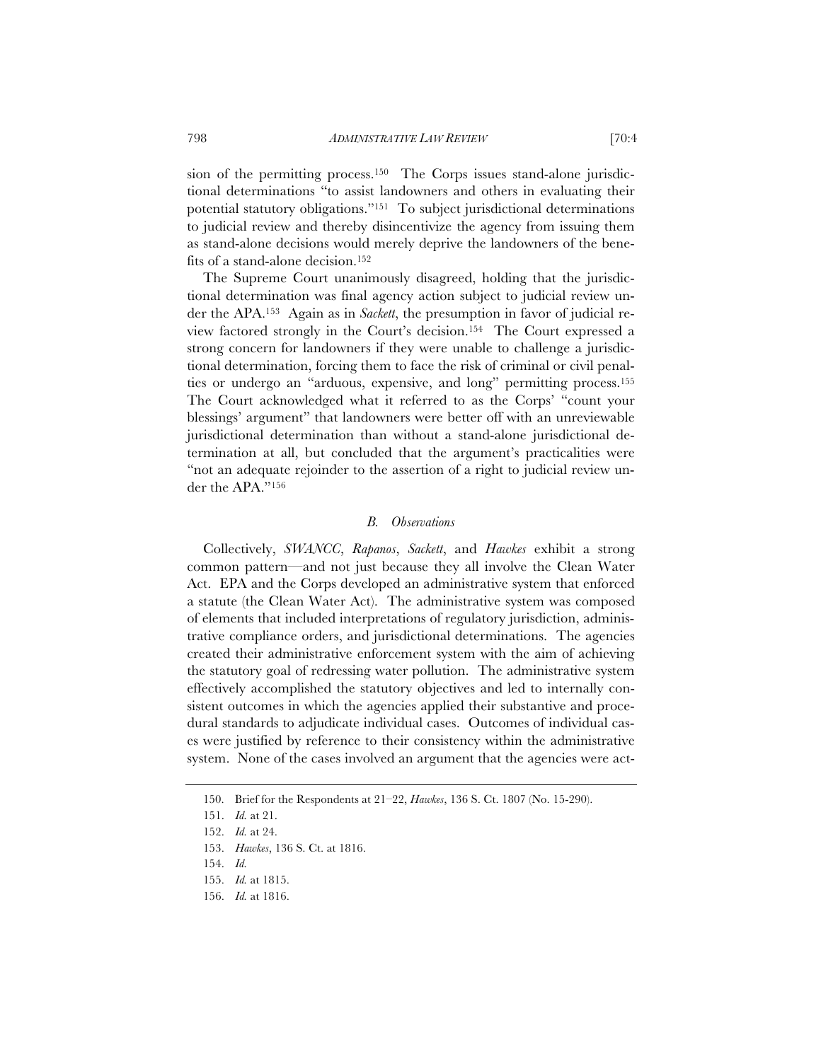sion of the permitting process.[150] The Corps issues stand-alone jurisdictional determinations "to assist landowners and others in evaluating their potential statutory obligations."[151] To subject jurisdictional determinations to judicial review and thereby disincentivize the agency from issuing them as stand-alone decisions would merely deprive the landowners of the benefits of a stand-alone decision.[152]

The Supreme Court unanimously disagreed, holding that the jurisdictional determination was final agency action subject to judicial review under the APA.[153] Again as in *Sackett*, the presumption in favor of judicial review factored strongly in the Court's decision.[154] The Court expressed a strong concern for landowners if they were unable to challenge a jurisdictional determination, forcing them to face the risk of criminal or civil penalties or undergo an "arduous, expensive, and long" permitting process.[155] The Court acknowledged what it referred to as the Corps' "count your blessings' argument" that landowners were better off with an unreviewable jurisdictional determination than without a stand-alone jurisdictional determination at all, but concluded that the argument's practicalities were "not an adequate rejoinder to the assertion of a right to judicial review under the APA."[156]

### *B. Observations*

Collectively, *SWANCC*, *Rapanos*, *Sackett*, and *Hawkes* exhibit a strong common pattern—and not just because they all involve the Clean Water Act. EPA and the Corps developed an administrative system that enforced a statute (the Clean Water Act). The administrative system was composed of elements that included interpretations of regulatory jurisdiction, administrative compliance orders, and jurisdictional determinations. The agencies created their administrative enforcement system with the aim of achieving the statutory goal of redressing water pollution. The administrative system effectively accomplished the statutory objectives and led to internally consistent outcomes in which the agencies applied their substantive and procedural standards to adjudicate individual cases. Outcomes of individual cases were justified by reference to their consistency within the administrative system. None of the cases involved an argument that the agencies were act-

---

150. Brief for the Respondents at 21–22, *Hawkes*, 136 S. Ct. 1807 (No. 15-290).

151. *Id.* at 21.

152. *Id.* at 24.

153. *Hawkes*, 136 S. Ct. at 1816.

154. *Id.*

155. *Id.* at 1815.

156. *Id.* at 1816.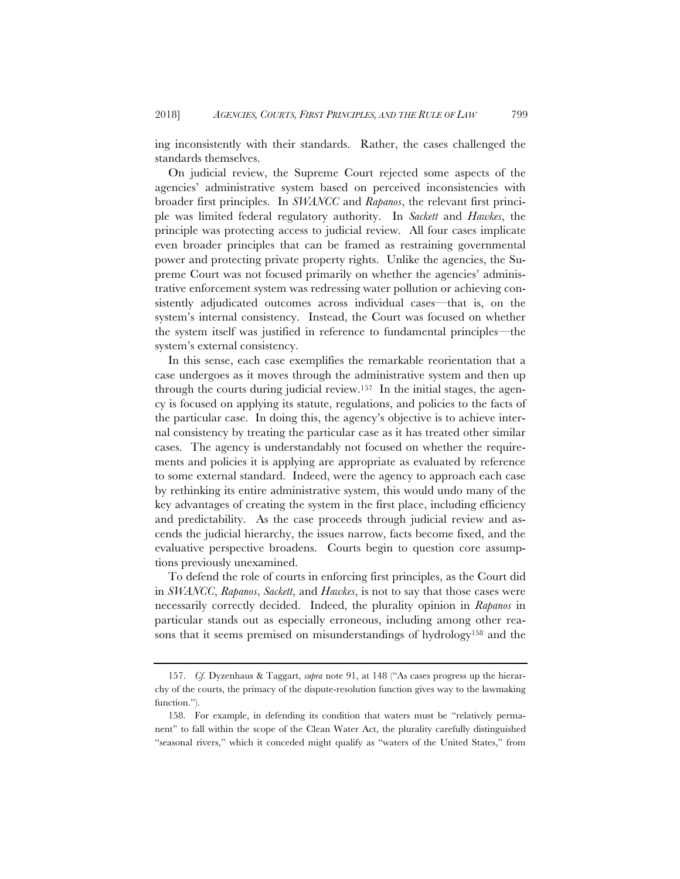ing inconsistently with their standards. Rather, the cases challenged the standards themselves.

On judicial review, the Supreme Court rejected some aspects of the agencies' administrative system based on perceived inconsistencies with broader first principles. In *SWANCC* and *Rapanos*, the relevant first principle was limited federal regulatory authority. In *Sackett* and *Hawkes*, the principle was protecting access to judicial review. All four cases implicate even broader principles that can be framed as restraining governmental power and protecting private property rights. Unlike the agencies, the Supreme Court was not focused primarily on whether the agencies' administrative enforcement system was redressing water pollution or achieving consistently adjudicated outcomes across individual cases—that is, on the system's internal consistency. Instead, the Court was focused on whether the system itself was justified in reference to fundamental principles—the system's external consistency.

In this sense, each case exemplifies the remarkable reorientation that a case undergoes as it moves through the administrative system and then up through the courts during judicial review.[157] In the initial stages, the agency is focused on applying its statute, regulations, and policies to the facts of the particular case. In doing this, the agency's objective is to achieve internal consistency by treating the particular case as it has treated other similar cases. The agency is understandably not focused on whether the requirements and policies it is applying are appropriate as evaluated by reference to some external standard. Indeed, were the agency to approach each case by rethinking its entire administrative system, this would undo many of the key advantages of creating the system in the first place, including efficiency and predictability. As the case proceeds through judicial review and ascends the judicial hierarchy, the issues narrow, facts become fixed, and the evaluative perspective broadens. Courts begin to question core assumptions previously unexamined.

To defend the role of courts in enforcing first principles, as the Court did in *SWANCC*, *Rapanos*, *Sackett*, and *Hawkes*, is not to say that those cases were necessarily correctly decided. Indeed, the plurality opinion in *Rapanos* in particular stands out as especially erroneous, including among other reasons that it seems premised on misunderstandings of hydrology[158] and the

---

157. *Cf.* Dyzenhaus & Taggart, *supra* note 91, at 148 ("As cases progress up the hierarchy of the courts, the primacy of the dispute-resolution function gives way to the lawmaking function.").

158. For example, in defending its condition that waters must be "relatively permanent" to fall within the scope of the Clean Water Act, the plurality carefully distinguished "seasonal rivers," which it conceded might qualify as "waters of the United States," from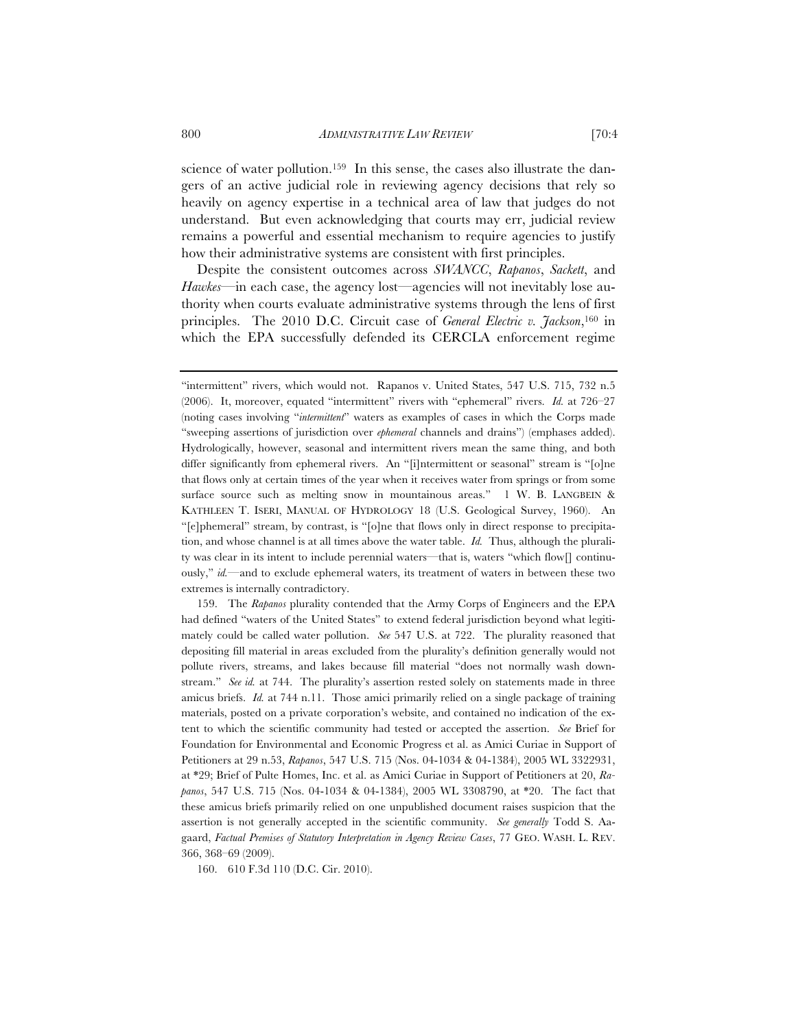science of water pollution.[159] In this sense, the cases also illustrate the dangers of an active judicial role in reviewing agency decisions that rely so heavily on agency expertise in a technical area of law that judges do not understand. But even acknowledging that courts may err, judicial review remains a powerful and essential mechanism to require agencies to justify how their administrative systems are consistent with first principles.

Despite the consistent outcomes across *SWANCC*, *Rapanos*, *Sackett*, and *Hawkes*—in each case, the agency lost—agencies will not inevitably lose authority when courts evaluate administrative systems through the lens of first principles. The 2010 D.C. Circuit case of *General Electric v. Jackson*,[160] in which the EPA successfully defended its CERCLA enforcement regime

---

"intermittent" rivers, which would not. Rapanos v. United States, 547 U.S. 715, 732 n.5 (2006). It, moreover, equated "intermittent" rivers with "ephemeral" rivers. *Id.* at 726–27 (noting cases involving "*intermittent*" waters as examples of cases in which the Corps made "sweeping assertions of jurisdiction over *ephemeral* channels and drains") (emphases added). Hydrologically, however, seasonal and intermittent rivers mean the same thing, and both differ significantly from ephemeral rivers. An "[i]ntermittent or seasonal" stream is "[o]ne that flows only at certain times of the year when it receives water from springs or from some surface source such as melting snow in mountainous areas." 1 W. B. LANGBEIN & KATHLEEN T. ISERI, MANUAL OF HYDROLOGY 18 (U.S. Geological Survey, 1960). An "[e]phemeral" stream, by contrast, is "[o]ne that flows only in direct response to precipitation, and whose channel is at all times above the water table. *Id.* Thus, although the plurality was clear in its intent to include perennial waters—that is, waters "which flow[] continuously," *id.*—and to exclude ephemeral waters, its treatment of waters in between these two extremes is internally contradictory.

159. The *Rapanos* plurality contended that the Army Corps of Engineers and the EPA had defined "waters of the United States" to extend federal jurisdiction beyond what legitimately could be called water pollution. *See* 547 U.S. at 722. The plurality reasoned that depositing fill material in areas excluded from the plurality's definition generally would not pollute rivers, streams, and lakes because fill material "does not normally wash downstream." *See id.* at 744. The plurality's assertion rested solely on statements made in three amicus briefs. *Id.* at 744 n.11. Those amici primarily relied on a single package of training materials, posted on a private corporation's website, and contained no indication of the extent to which the scientific community had tested or accepted the assertion. *See* Brief for Foundation for Environmental and Economic Progress et al. as Amici Curiae in Support of Petitioners at 29 n.53, *Rapanos*, 547 U.S. 715 (Nos. 04-1034 & 04-1384), 2005 WL 3322931, at *29; Brief of Pulte Homes, Inc. et al. as Amici Curiae in Support of Petitioners at 20, *Rapanos*, 547 U.S. 715 (Nos. 04-1034 & 04-1384), 2005 WL 3308790, at *20. The fact that these amicus briefs primarily relied on one unpublished document raises suspicion that the assertion is not generally accepted in the scientific community. *See generally* Todd S. Aagaard, *Factual Premises of Statutory Interpretation in Agency Review Cases*, 77 GEO. WASH. L. REV. 366, 368–69 (2009).

160. 610 F.3d 110 (D.C. Cir. 2010).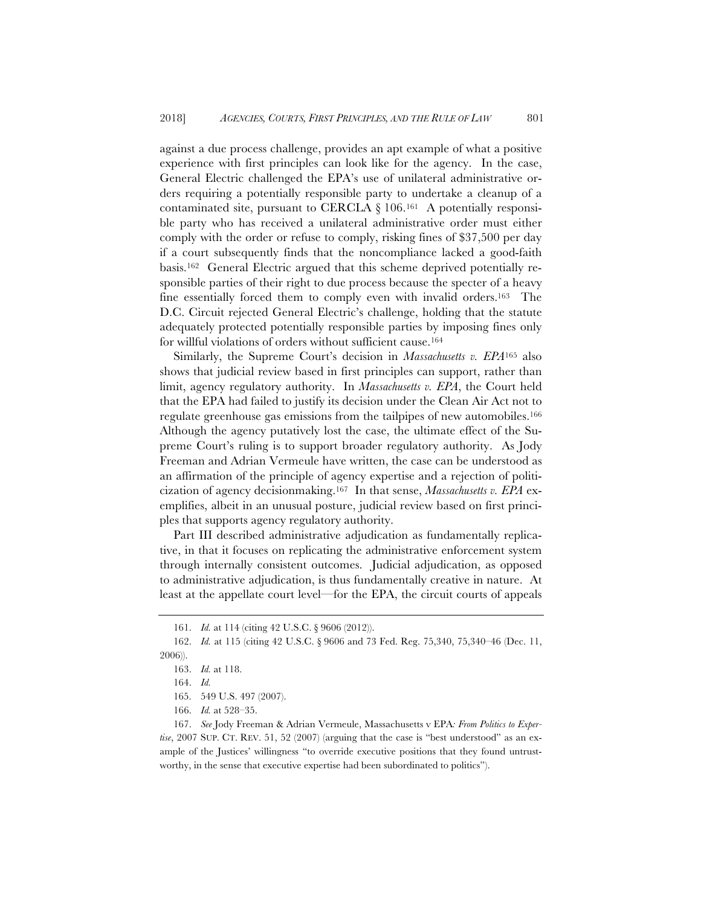against a due process challenge, provides an apt example of what a positive experience with first principles can look like for the agency. In the case, General Electric challenged the EPA's use of unilateral administrative orders requiring a potentially responsible party to undertake a cleanup of a contaminated site, pursuant to CERCLA § 106.[161] A potentially responsible party who has received a unilateral administrative order must either comply with the order or refuse to comply, risking fines of $37,500 per day if a court subsequently finds that the noncompliance lacked a good-faith basis.[162] General Electric argued that this scheme deprived potentially responsible parties of their right to due process because the specter of a heavy fine essentially forced them to comply even with invalid orders.[163] The D.C. Circuit rejected General Electric's challenge, holding that the statute adequately protected potentially responsible parties by imposing fines only for willful violations of orders without sufficient cause.[164]

Similarly, the Supreme Court's decision in *Massachusetts v. EPA*[165] also shows that judicial review based in first principles can support, rather than limit, agency regulatory authority. In *Massachusetts v. EPA*, the Court held that the EPA had failed to justify its decision under the Clean Air Act not to regulate greenhouse gas emissions from the tailpipes of new automobiles.[166] Although the agency putatively lost the case, the ultimate effect of the Supreme Court's ruling is to support broader regulatory authority. As Jody Freeman and Adrian Vermeule have written, the case can be understood as an affirmation of the principle of agency expertise and a rejection of politicization of agency decisionmaking.[167] In that sense, *Massachusetts v. EPA* exemplifies, albeit in an unusual posture, judicial review based on first principles that supports agency regulatory authority.

Part III described administrative adjudication as fundamentally replicative, in that it focuses on replicating the administrative enforcement system through internally consistent outcomes. Judicial adjudication, as opposed to administrative adjudication, is thus fundamentally creative in nature. At least at the appellate court level—for the EPA, the circuit courts of appeals

---

161. *Id.* at 114 (citing 42 U.S.C. § 9606 (2012)).

162. *Id.* at 115 (citing 42 U.S.C. § 9606 and 73 Fed. Reg. 75,340, 75,340–46 (Dec. 11, 2006)).

163. *Id.* at 118.

164. *Id.*

165. 549 U.S. 497 (2007).

166. *Id.* at 528–35.

167. *See* Jody Freeman & Adrian Vermeule, Massachusetts v EPA*: From Politics to Expertise*, 2007 SUP. CT. REV. 51, 52 (2007) (arguing that the case is "best understood" as an example of the Justices' willingness "to override executive positions that they found untrustworthy, in the sense that executive expertise had been subordinated to politics").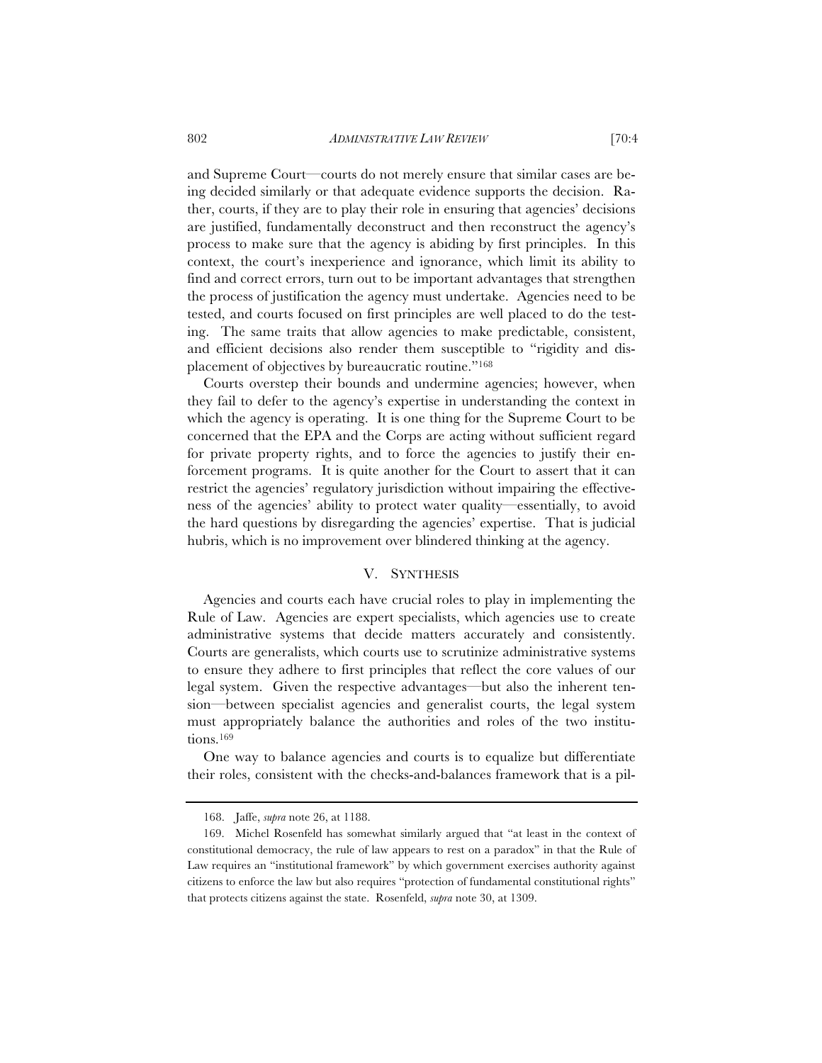and Supreme Court—courts do not merely ensure that similar cases are being decided similarly or that adequate evidence supports the decision. Rather, courts, if they are to play their role in ensuring that agencies' decisions are justified, fundamentally deconstruct and then reconstruct the agency's process to make sure that the agency is abiding by first principles. In this context, the court's inexperience and ignorance, which limit its ability to find and correct errors, turn out to be important advantages that strengthen the process of justification the agency must undertake. Agencies need to be tested, and courts focused on first principles are well placed to do the testing. The same traits that allow agencies to make predictable, consistent, and efficient decisions also render them susceptible to "rigidity and displacement of objectives by bureaucratic routine."[168]

Courts overstep their bounds and undermine agencies; however, when they fail to defer to the agency's expertise in understanding the context in which the agency is operating. It is one thing for the Supreme Court to be concerned that the EPA and the Corps are acting without sufficient regard for private property rights, and to force the agencies to justify their enforcement programs. It is quite another for the Court to assert that it can restrict the agencies' regulatory jurisdiction without impairing the effectiveness of the agencies' ability to protect water quality—essentially, to avoid the hard questions by disregarding the agencies' expertise. That is judicial hubris, which is no improvement over blindered thinking at the agency.

## V. SYNTHESIS

Agencies and courts each have crucial roles to play in implementing the Rule of Law. Agencies are expert specialists, which agencies use to create administrative systems that decide matters accurately and consistently. Courts are generalists, which courts use to scrutinize administrative systems to ensure they adhere to first principles that reflect the core values of our legal system. Given the respective advantages—but also the inherent tension—between specialist agencies and generalist courts, the legal system must appropriately balance the authorities and roles of the two institutions.[169]

One way to balance agencies and courts is to equalize but differentiate their roles, consistent with the checks-and-balances framework that is a pil-

---

168. Jaffe, *supra* note 26, at 1188.

169. Michel Rosenfeld has somewhat similarly argued that "at least in the context of constitutional democracy, the rule of law appears to rest on a paradox" in that the Rule of Law requires an "institutional framework" by which government exercises authority against citizens to enforce the law but also requires "protection of fundamental constitutional rights" that protects citizens against the state. Rosenfeld, *supra* note 30, at 1309.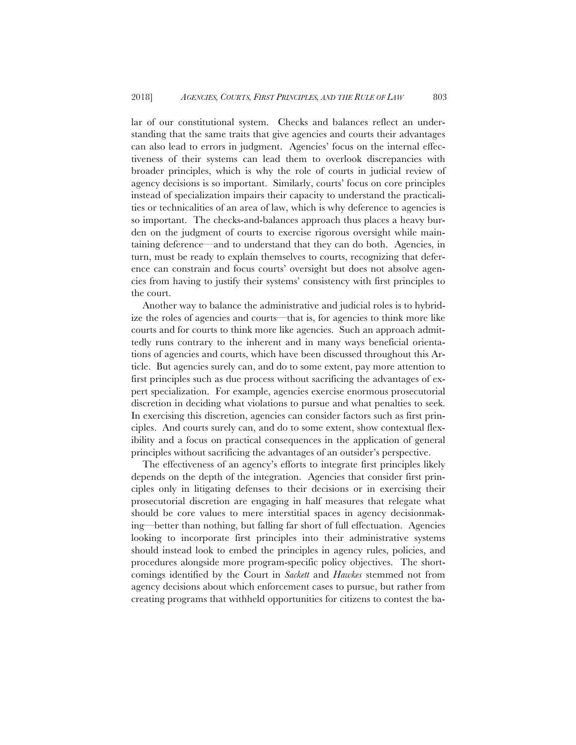lar of our constitutional system. Checks and balances reflect an understanding that the same traits that give agencies and courts their advantages can also lead to errors in judgment. Agencies' focus on the internal effectiveness of their systems can lead them to overlook discrepancies with broader principles, which is why the role of courts in judicial review of agency decisions is so important. Similarly, courts' focus on core principles instead of specialization impairs their capacity to understand the practicalities or technicalities of an area of law, which is why deference to agencies is so important. The checks-and-balances approach thus places a heavy burden on the judgment of courts to exercise rigorous oversight while maintaining deference—and to understand that they can do both. Agencies, in turn, must be ready to explain themselves to courts, recognizing that deference can constrain and focus courts' oversight but does not absolve agencies from having to justify their systems' consistency with first principles to the court.

Another way to balance the administrative and judicial roles is to hybridize the roles of agencies and courts—that is, for agencies to think more like courts and for courts to think more like agencies. Such an approach admittedly runs contrary to the inherent and in many ways beneficial orientations of agencies and courts, which have been discussed throughout this Article. But agencies surely can, and do to some extent, pay more attention to first principles such as due process without sacrificing the advantages of expert specialization. For example, agencies exercise enormous prosecutorial discretion in deciding what violations to pursue and what penalties to seek. In exercising this discretion, agencies can consider factors such as first principles. And courts surely can, and do to some extent, show contextual flexibility and a focus on practical consequences in the application of general principles without sacrificing the advantages of an outsider's perspective.

The effectiveness of an agency's efforts to integrate first principles likely depends on the depth of the integration. Agencies that consider first principles only in litigating defenses to their decisions or in exercising their prosecutorial discretion are engaging in half measures that relegate what should be core values to mere interstitial spaces in agency decisionmaking—better than nothing, but falling far short of full effectuation. Agencies looking to incorporate first principles into their administrative systems should instead look to embed the principles in agency rules, policies, and procedures alongside more program-specific policy objectives. The shortcomings identified by the Court in *Sackett* and *Hawkes* stemmed not from agency decisions about which enforcement cases to pursue, but rather from creating programs that withheld opportunities for citizens to contest the ba-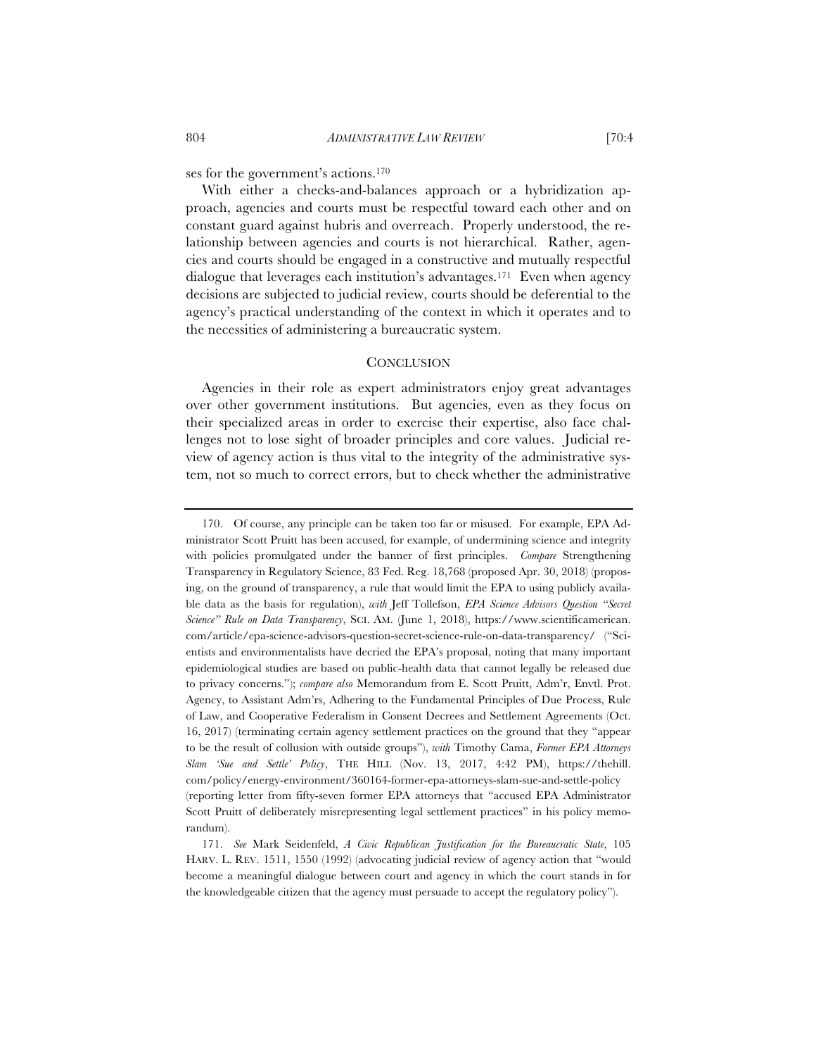ses for the government's actions.[170]

With either a checks-and-balances approach or a hybridization approach, agencies and courts must be respectful toward each other and on constant guard against hubris and overreach. Properly understood, the relationship between agencies and courts is not hierarchical. Rather, agencies and courts should be engaged in a constructive and mutually respectful dialogue that leverages each institution's advantages.[171] Even when agency decisions are subjected to judicial review, courts should be deferential to the agency's practical understanding of the context in which it operates and to the necessities of administering a bureaucratic system.

## CONCLUSION

Agencies in their role as expert administrators enjoy great advantages over other government institutions. But agencies, even as they focus on their specialized areas in order to exercise their expertise, also face challenges not to lose sight of broader principles and core values. Judicial review of agency action is thus vital to the integrity of the administrative system, not so much to correct errors, but to check whether the administrative

---

170. Of course, any principle can be taken too far or misused. For example, EPA Administrator Scott Pruitt has been accused, for example, of undermining science and integrity with policies promulgated under the banner of first principles. *Compare* Strengthening Transparency in Regulatory Science, 83 Fed. Reg. 18,768 (proposed Apr. 30, 2018) (proposing, on the ground of transparency, a rule that would limit the EPA to using publicly available data as the basis for regulation), *with* Jeff Tollefson, *EPA Science Advisors Question "Secret Science" Rule on Data Transparency*, SCI. AM. (June 1, 2018), https://www.scientificamerican.com/article/epa-science-advisors-question-secret-science-rule-on-data-transparency/ ("Scientists and environmentalists have decried the EPA's proposal, noting that many important epidemiological studies are based on public-health data that cannot legally be released due to privacy concerns."); *compare also* Memorandum from E. Scott Pruitt, Adm'r, Envtl. Prot. Agency, to Assistant Adm'rs, Adhering to the Fundamental Principles of Due Process, Rule of Law, and Cooperative Federalism in Consent Decrees and Settlement Agreements (Oct. 16, 2017) (terminating certain agency settlement practices on the ground that they "appear to be the result of collusion with outside groups"), *with* Timothy Cama, *Former EPA Attorneys Slam 'Sue and Settle' Policy*, THE HILL (Nov. 13, 2017, 4:42 PM), https://thehill.com/policy/energy-environment/360164-former-epa-attorneys-slam-sue-and-settle-policy (reporting letter from fifty-seven former EPA attorneys that "accused EPA Administrator Scott Pruitt of deliberately misrepresenting legal settlement practices" in his policy memorandum).

171. *See* Mark Seidenfeld, *A Civic Republican Justification for the Bureaucratic State*, 105 HARV. L. REV. 1511, 1550 (1992) (advocating judicial review of agency action that "would become a meaningful dialogue between court and agency in which the court stands in for the knowledgeable citizen that the agency must persuade to accept the regulatory policy").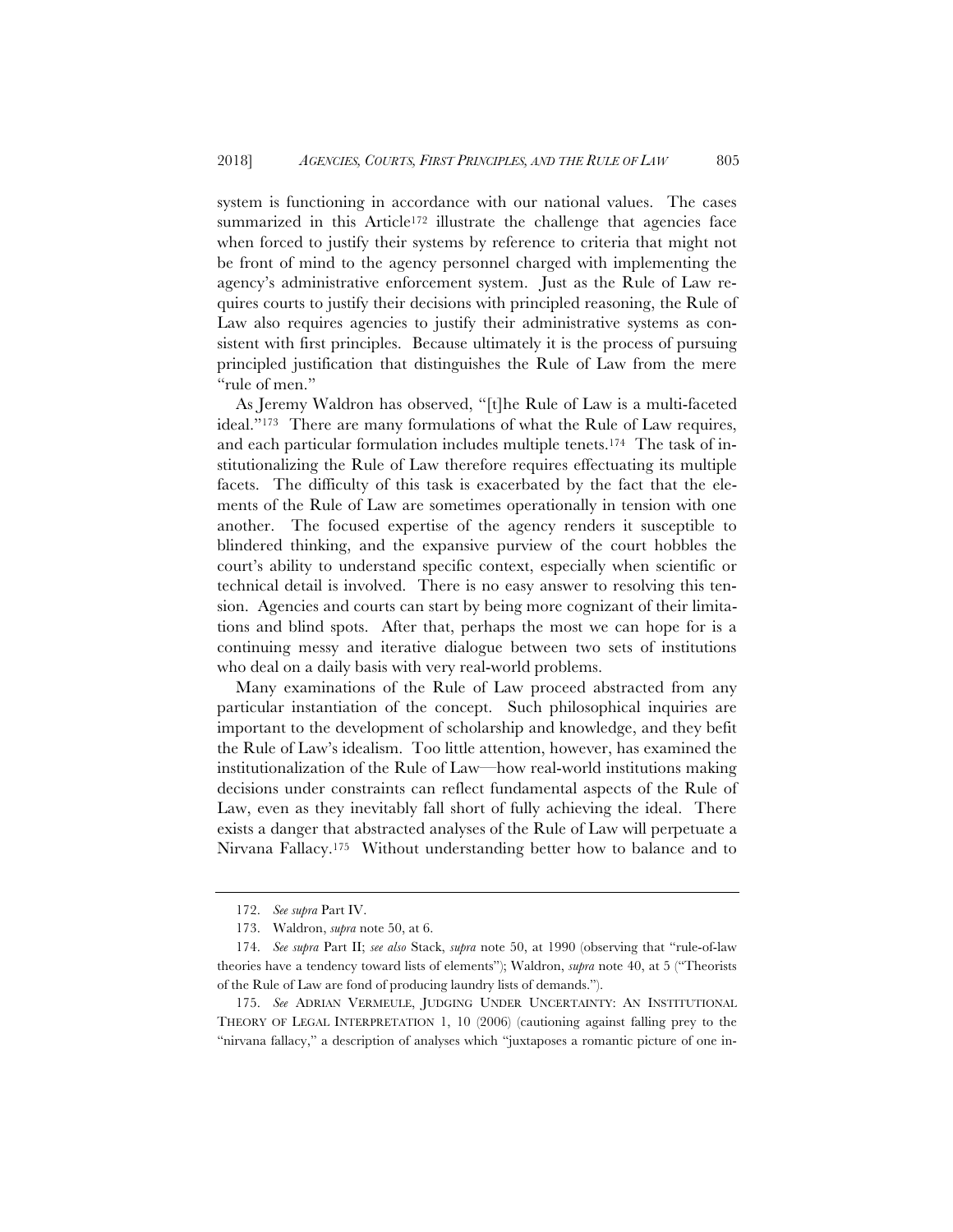system is functioning in accordance with our national values. The cases summarized in this Article[172] illustrate the challenge that agencies face when forced to justify their systems by reference to criteria that might not be front of mind to the agency personnel charged with implementing the agency's administrative enforcement system. Just as the Rule of Law requires courts to justify their decisions with principled reasoning, the Rule of Law also requires agencies to justify their administrative systems as consistent with first principles. Because ultimately it is the process of pursuing principled justification that distinguishes the Rule of Law from the mere "rule of men."

As Jeremy Waldron has observed, "[t]he Rule of Law is a multi-faceted ideal."[173] There are many formulations of what the Rule of Law requires, and each particular formulation includes multiple tenets.[174] The task of institutionalizing the Rule of Law therefore requires effectuating its multiple facets. The difficulty of this task is exacerbated by the fact that the elements of the Rule of Law are sometimes operationally in tension with one another. The focused expertise of the agency renders it susceptible to blindered thinking, and the expansive purview of the court hobbles the court's ability to understand specific context, especially when scientific or technical detail is involved. There is no easy answer to resolving this tension. Agencies and courts can start by being more cognizant of their limitations and blind spots. After that, perhaps the most we can hope for is a continuing messy and iterative dialogue between two sets of institutions who deal on a daily basis with very real-world problems.

Many examinations of the Rule of Law proceed abstracted from any particular instantiation of the concept. Such philosophical inquiries are important to the development of scholarship and knowledge, and they befit the Rule of Law's idealism. Too little attention, however, has examined the institutionalization of the Rule of Law—how real-world institutions making decisions under constraints can reflect fundamental aspects of the Rule of Law, even as they inevitably fall short of fully achieving the ideal. There exists a danger that abstracted analyses of the Rule of Law will perpetuate a Nirvana Fallacy.[175] Without understanding better how to balance and to

---

172. *See supra* Part IV.

173. Waldron, *supra* note 50, at 6.

174. *See supra* Part II; *see also* Stack, *supra* note 50, at 1990 (observing that "rule-of-law theories have a tendency toward lists of elements"); Waldron, *supra* note 40, at 5 ("Theorists of the Rule of Law are fond of producing laundry lists of demands.").

175. *See* ADRIAN VERMEULE, JUDGING UNDER UNCERTAINTY: AN INSTITUTIONAL THEORY OF LEGAL INTERPRETATION 1, 10 (2006) (cautioning against falling prey to the "nirvana fallacy," a description of analyses which "juxtaposes a romantic picture of one in-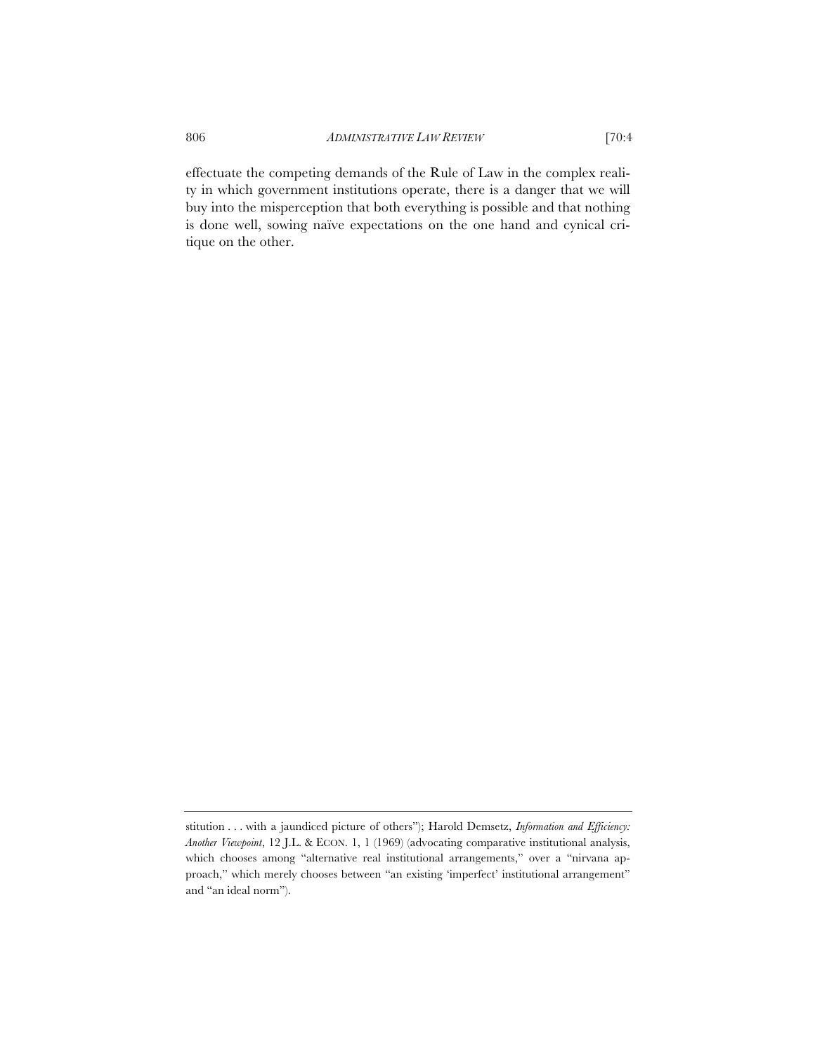effectuate the competing demands of the Rule of Law in the complex reality in which government institutions operate, there is a danger that we will buy into the misperception that both everything is possible and that nothing is done well, sowing naïve expectations on the one hand and cynical critique on the other.

---

stitution . . . with a jaundiced picture of others"); Harold Demsetz, *Information and Efficiency: Another Viewpoint*, 12 J.L. & ECON. 1, 1 (1969) (advocating comparative institutional analysis, which chooses among "alternative real institutional arrangements," over a "nirvana approach," which merely chooses between "an existing 'imperfect' institutional arrangement" and "an ideal norm").